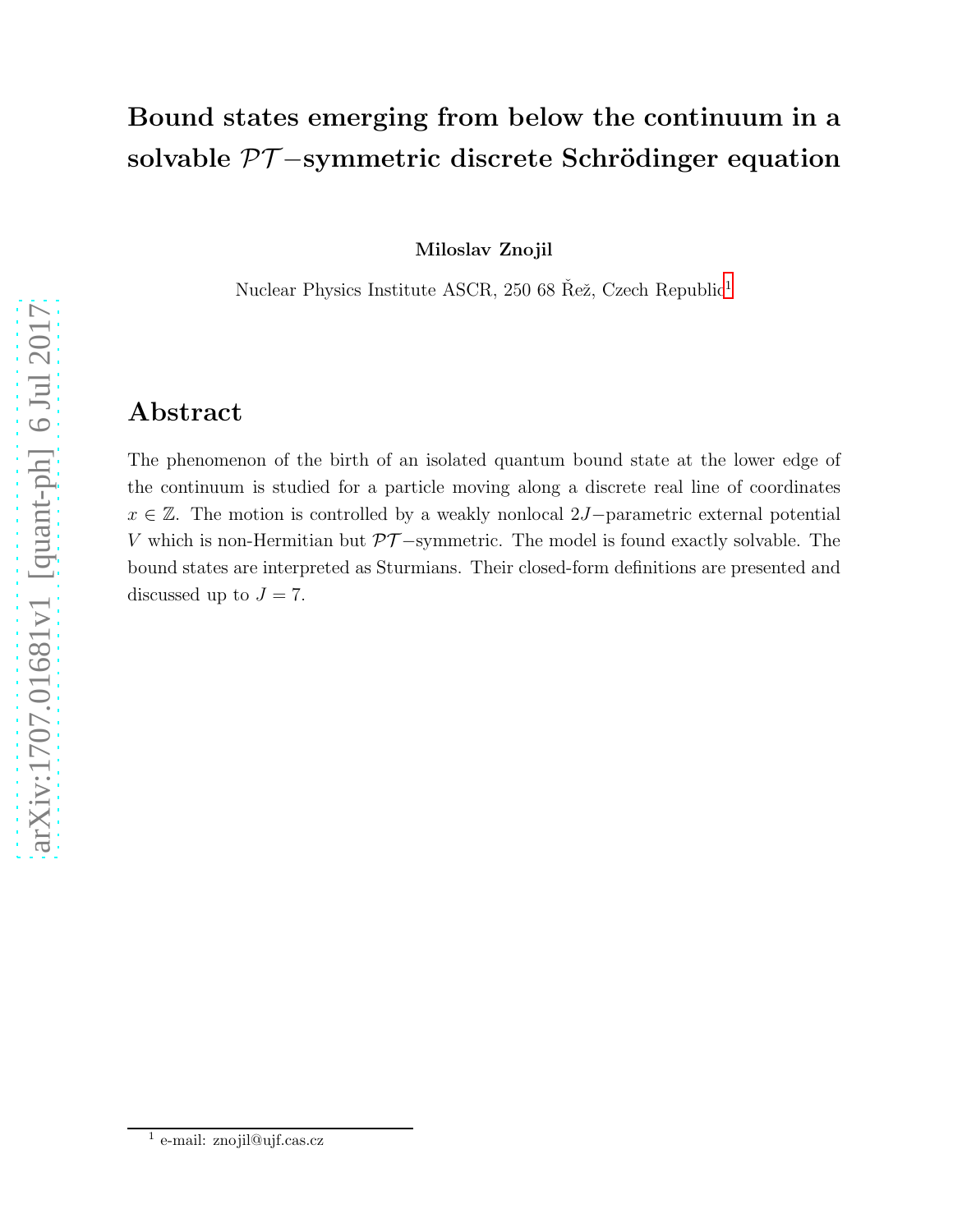# Bound states emerging from below the continuum in a solvable $\mathcal{PT}-$symmetric discrete Schrödinger equation

**Miloslav Znojil**

Nuclear Physics Institute ASCR, 250 68 Řež, Czech Republic[1]

## Abstract

The phenomenon of the birth of an isolated quantum bound state at the lower edge of the continuum is studied for a particle moving along a discrete real line of coordinates $x \in \mathbb{Z}$. The motion is controlled by a weakly nonlocal $2J-$parametric external potential $V$ which is non-Hermitian but $\mathcal{PT}-$symmetric. The model is found exactly solvable. The bound states are interpreted as Sturmians. Their closed-form definitions are presented and discussed up to $J = 7$.

[1] e-mail: znojil@ujf.cas.cz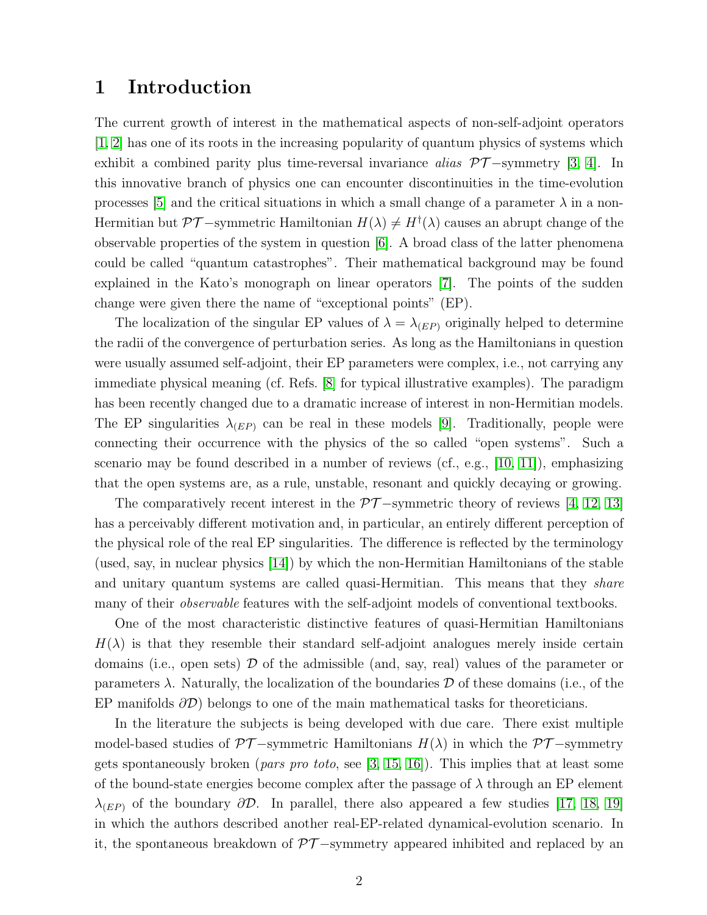# 1 Introduction

The current growth of interest in the mathematical aspects of non-self-adjoint operators [1, 2] has one of its roots in the increasing popularity of quantum physics of systems which exhibit a combined parity plus time-reversal invariance *alias* $\mathcal{PT}-$symmetry [3, 4]. In this innovative branch of physics one can encounter discontinuities in the time-evolution processes [5] and the critical situations in which a small change of a parameter $\lambda$ in a non-Hermitian but $\mathcal{PT}-$symmetric Hamiltonian $H(\lambda) \neq H^{\dagger}(\lambda)$ causes an abrupt change of the observable properties of the system in question [6]. A broad class of the latter phenomena could be called "quantum catastrophes". Their mathematical background may be found explained in the Kato's monograph on linear operators [7]. The points of the sudden change were given there the name of "exceptional points" (EP).

The localization of the singular EP values of $\lambda = \lambda_{(EP)}$ originally helped to determine the radii of the convergence of perturbation series. As long as the Hamiltonians in question were usually assumed self-adjoint, their EP parameters were complex, i.e., not carrying any immediate physical meaning (cf. Refs. [8] for typical illustrative examples). The paradigm has been recently changed due to a dramatic increase of interest in non-Hermitian models. The EP singularities $\lambda_{(EP)}$ can be real in these models [9]. Traditionally, people were connecting their occurrence with the physics of the so called "open systems". Such a scenario may be found described in a number of reviews (cf., e.g., [10, 11]), emphasizing that the open systems are, as a rule, unstable, resonant and quickly decaying or growing.

The comparatively recent interest in the $\mathcal{PT}-$symmetric theory of reviews [4, 12, 13] has a perceivably different motivation and, in particular, an entirely different perception of the physical role of the real EP singularities. The difference is reflected by the terminology (used, say, in nuclear physics [14]) by which the non-Hermitian Hamiltonians of the stable and unitary quantum systems are called quasi-Hermitian. This means that they *share* many of their *observable* features with the self-adjoint models of conventional textbooks.

One of the most characteristic distinctive features of quasi-Hermitian Hamiltonians $H(\lambda)$ is that they resemble their standard self-adjoint analogues merely inside certain domains (i.e., open sets) $\mathcal{D}$ of the admissible (and, say, real) values of the parameter or parameters $\lambda$. Naturally, the localization of the boundaries $\mathcal{D}$ of these domains (i.e., of the EP manifolds $\partial\mathcal{D}$) belongs to one of the main mathematical tasks for theoreticians.

In the literature the subjects is being developed with due care. There exist multiple model-based studies of $\mathcal{PT}-$symmetric Hamiltonians $H(\lambda)$ in which the $\mathcal{PT}-$symmetry gets spontaneously broken (*pars pro toto*, see [3, 15, 16]). This implies that at least some of the bound-state energies become complex after the passage of $\lambda$ through an EP element $\lambda_{(EP)}$ of the boundary $\partial\mathcal{D}$. In parallel, there also appeared a few studies [17, 18, 19] in which the authors described another real-EP-related dynamical-evolution scenario. In it, the spontaneous breakdown of $\mathcal{PT}-$symmetry appeared inhibited and replaced by an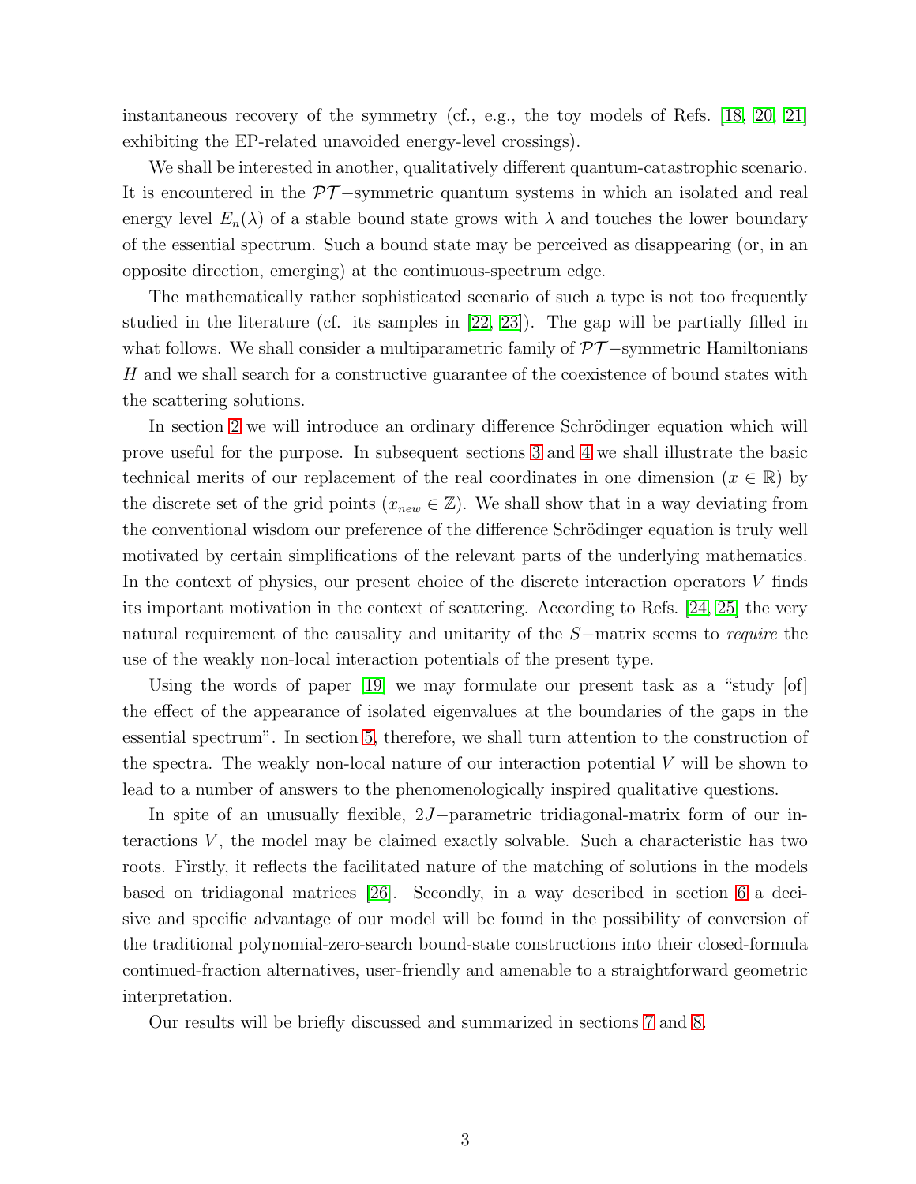instantaneous recovery of the symmetry (cf., e.g., the toy models of Refs. [18, 20, 21] exhibiting the EP-related unavoided energy-level crossings).

We shall be interested in another, qualitatively different quantum-catastrophic scenario. It is encountered in the $\mathcal{PT}-$symmetric quantum systems in which an isolated and real energy level $E_n(\lambda)$ of a stable bound state grows with $\lambda$ and touches the lower boundary of the essential spectrum. Such a bound state may be perceived as disappearing (or, in an opposite direction, emerging) at the continuous-spectrum edge.

The mathematically rather sophisticated scenario of such a type is not too frequently studied in the literature (cf. its samples in [22, 23]). The gap will be partially filled in what follows. We shall consider a multiparametric family of $\mathcal{PT}-$symmetric Hamiltonians $H$ and we shall search for a constructive guarantee of the coexistence of bound states with the scattering solutions.

In section 2 we will introduce an ordinary difference Schrödinger equation which will prove useful for the purpose. In subsequent sections 3 and 4 we shall illustrate the basic technical merits of our replacement of the real coordinates in one dimension ($x \in \mathbb{R}$) by the discrete set of the grid points ($x_{new} \in \mathbb{Z}$). We shall show that in a way deviating from the conventional wisdom our preference of the difference Schrödinger equation is truly well motivated by certain simplifications of the relevant parts of the underlying mathematics. In the context of physics, our present choice of the discrete interaction operators $V$ finds its important motivation in the context of scattering. According to Refs. [24, 25] the very natural requirement of the causality and unitarity of the $S-$matrix seems to *require* the use of the weakly non-local interaction potentials of the present type.

Using the words of paper [19] we may formulate our present task as a "study [of] the effect of the appearance of isolated eigenvalues at the boundaries of the gaps in the essential spectrum". In section 5, therefore, we shall turn attention to the construction of the spectra. The weakly non-local nature of our interaction potential $V$ will be shown to lead to a number of answers to the phenomenologically inspired qualitative questions.

In spite of an unusually flexible, $2J-$parametric tridiagonal-matrix form of our interactions $V$, the model may be claimed exactly solvable. Such a characteristic has two roots. Firstly, it reflects the facilitated nature of the matching of solutions in the models based on tridiagonal matrices [26]. Secondly, in a way described in section 6 a decisive and specific advantage of our model will be found in the possibility of conversion of the traditional polynomial-zero-search bound-state constructions into their closed-formula continued-fraction alternatives, user-friendly and amenable to a straightforward geometric interpretation.

Our results will be briefly discussed and summarized in sections 7 and 8.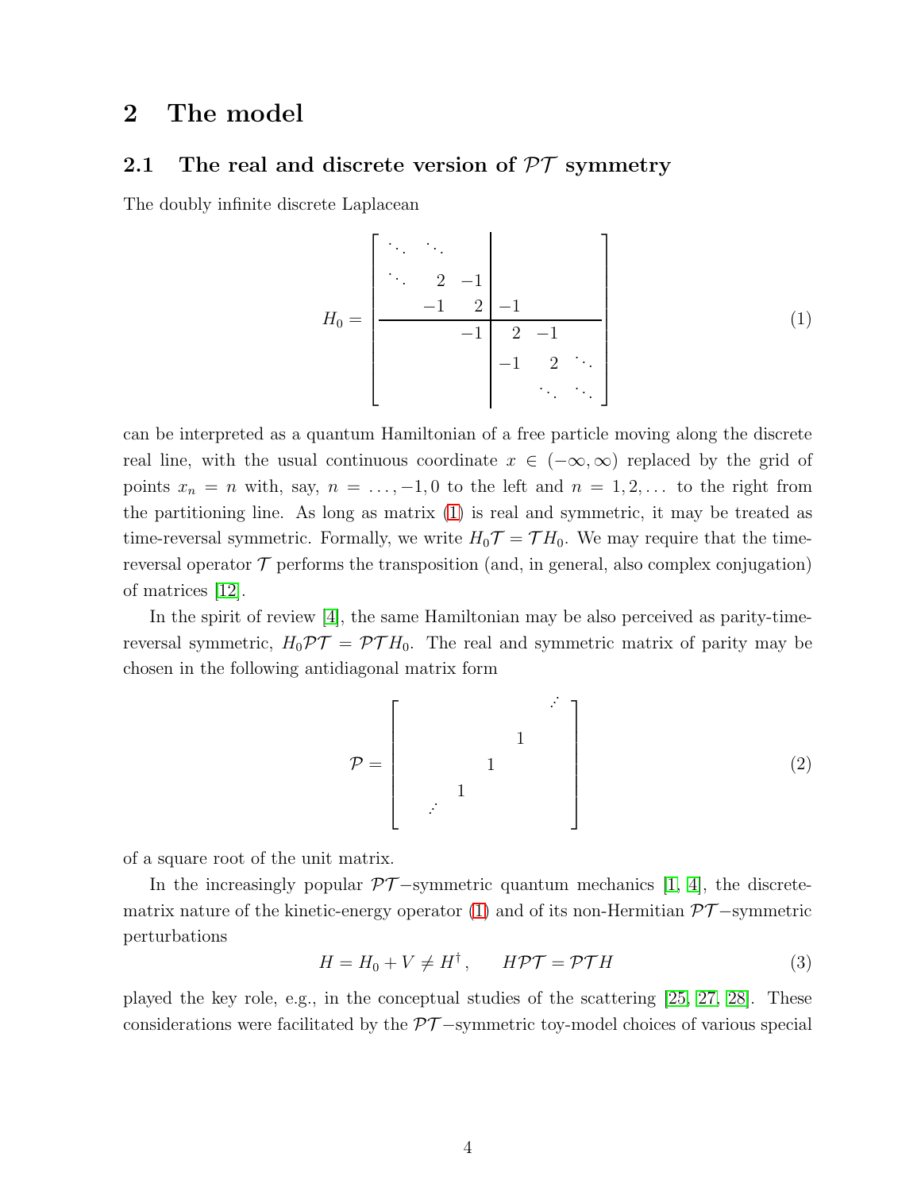## 2 The model

### 2.1 The real and discrete version of $\mathcal{PT}$ symmetry

The doubly infinite discrete Laplacean

$$
H_0 = \left[ \begin{array}{cccc|cccc}
\ddots & \ddots & & & & & \\
\ddots & 2 & -1 & & & & \\
& -1 & 2 & -1 & & & \\
\hline
& & -1 & 2 & -1 & & \\
& & & -1 & 2 & \ddots \\
& & & & \ddots & \ddots
\end{array} \right] \qquad (1)
$$

can be interpreted as a quantum Hamiltonian of a free particle moving along the discrete real line, with the usual continuous coordinate $x \in (-\infty, \infty)$ replaced by the grid of points $x_n = n$ with, say, $n = \ldots, -1, 0$ to the left and $n = 1, 2, \ldots$ to the right from the partitioning line. As long as matrix (1) is real and symmetric, it may be treated as time-reversal symmetric. Formally, we write $H_0 \mathcal{T} = \mathcal{T} H_0$. We may require that the time-reversal operator $\mathcal{T}$ performs the transposition (and, in general, also complex conjugation) of matrices [12].

In the spirit of review [4], the same Hamiltonian may be also perceived as parity-time-reversal symmetric, $H_0 \mathcal{PT} = \mathcal{PT} H_0$. The real and symmetric matrix of parity may be chosen in the following antidiagonal matrix form

$$
\mathcal{P} = \left[ \begin{array}{ccccc}
& & & & \cdot^{\cdot^{\cdot}} \\
& & & 1 & \\
& & 1 & & \\
& 1 & & & \\
\cdot^{\cdot^{\cdot}} & & & &
\end{array} \right] \qquad (2)
$$

of a square root of the unit matrix.

In the increasingly popular $\mathcal{PT}-$symmetric quantum mechanics [1, 4], the discrete-matrix nature of the kinetic-energy operator (1) and of its non-Hermitian $\mathcal{PT}-$symmetric perturbations

$$
H = H_0 + V \neq H^\dagger \,, \qquad H \mathcal{PT} = \mathcal{PT} H \qquad (3)
$$

played the key role, e.g., in the conceptual studies of the scattering [25, 27, 28]. These considerations were facilitated by the $\mathcal{PT}-$symmetric toy-model choices of various special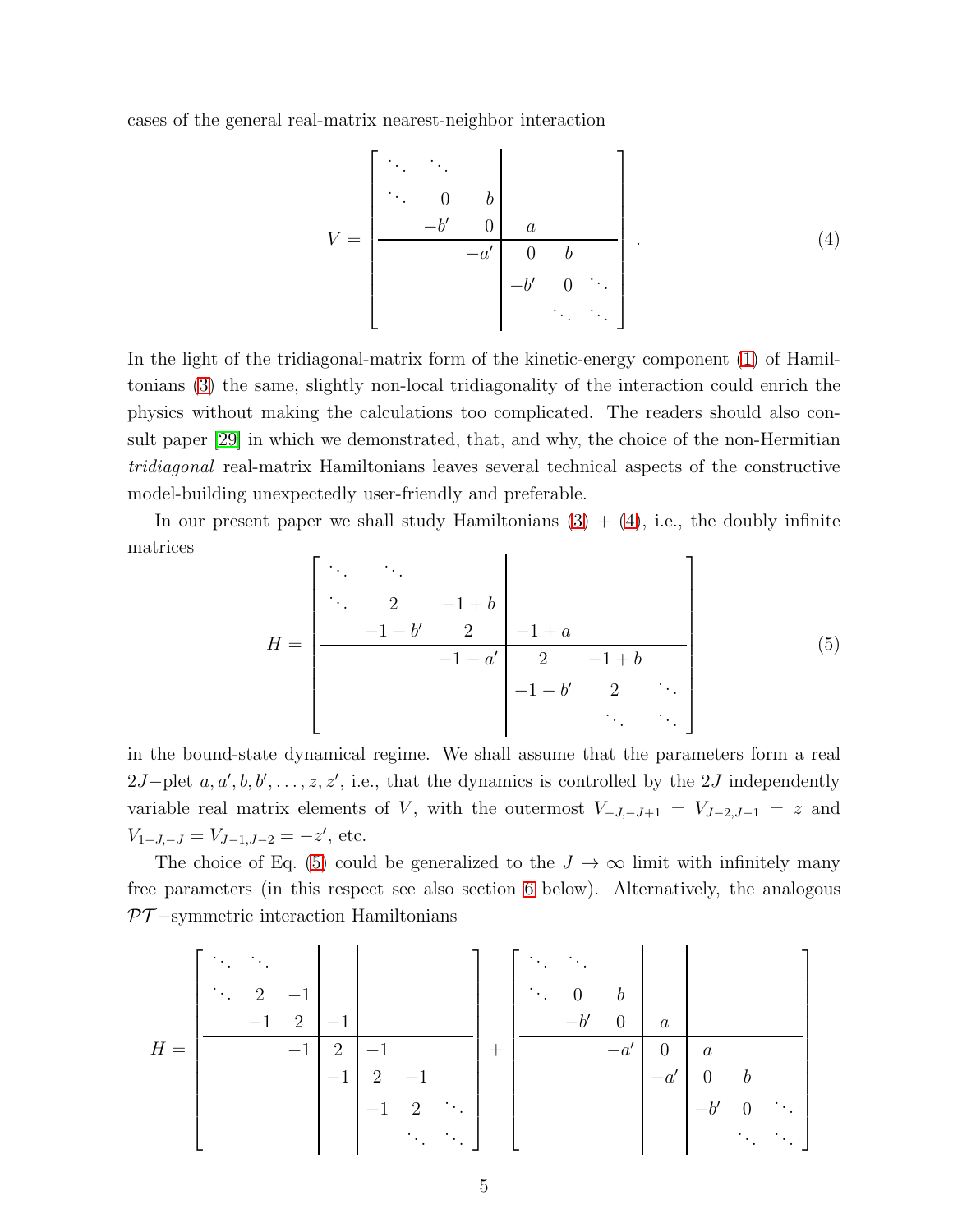cases of the general real-matrix nearest-neighbor interaction

$$
V = \left[ \begin{array}{ccc|ccc}
\ddots & \ddots & & & & \\
\ddots & 0 & b & & & \\
 & -b' & 0 & a & & \\
\hline
 & & -a' & 0 & b & \\
 & & & -b' & 0 & \ddots \\
 & & & & \ddots & \ddots
\end{array} \right] . \tag{4}
$$

In the light of the tridiagonal-matrix form of the kinetic-energy component (1) of Hamiltonians (3) the same, slightly non-local tridiagonality of the interaction could enrich the physics without making the calculations too complicated. The readers should also consult paper [29] in which we demonstrated, that, and why, the choice of the non-Hermitian *tridiagonal* real-matrix Hamiltonians leaves several technical aspects of the constructive model-building unexpectedly user-friendly and preferable.

In our present paper we shall study Hamiltonians (3) + (4), i.e., the doubly infinite matrices

$$
H = \left[ \begin{array}{ccc|ccc}
\ddots & \ddots & & & & \\
\ddots & 2 & -1+b & & & \\
 & -1-b' & 2 & -1+a & & \\
\hline
 & & -1-a' & 2 & -1+b & \\
 & & & -1-b' & 2 & \ddots \\
 & & & & \ddots & \ddots
\end{array} \right] \tag{5}
$$

in the bound-state dynamical regime. We shall assume that the parameters form a real $2J-$plet $a, a', b, b', \ldots, z, z'$, i.e., that the dynamics is controlled by the $2J$ independently variable real matrix elements of $V$, with the outermost $V_{-J,-J+1} = V_{J-2,J-1} = z$ and $V_{1-J,-J} = V_{J-1,J-2} = -z'$, etc.

The choice of Eq. (5) could be generalized to the $J \to \infty$ limit with infinitely many free parameters (in this respect see also section 6 below). Alternatively, the analogous $\mathcal{PT}-$symmetric interaction Hamiltonians

$$
H = \left[ \begin{array}{ccc|c|ccc}
\ddots & \ddots & & & & & \\
\ddots & 2 & -1 & & & & \\
 & -1 & 2 & -1 & & & \\
\hline
 & & -1 & 2 & -1 & & \\
\hline
 & & & -1 & 2 & -1 & \\
 & & & & -1 & 2 & \ddots \\
 & & & & & \ddots & \ddots
\end{array} \right] + \left[ \begin{array}{ccc|c|ccc}
\ddots & \ddots & & & & & \\
\ddots & 0 & b & & & & \\
 & -b' & 0 & a & & & \\
\hline
 & & -a' & 0 & a & & \\
\hline
 & & & -a' & 0 & b & \\
 & & & & -b' & 0 & \ddots \\
 & & & & & \ddots & \ddots
\end{array} \right]
$$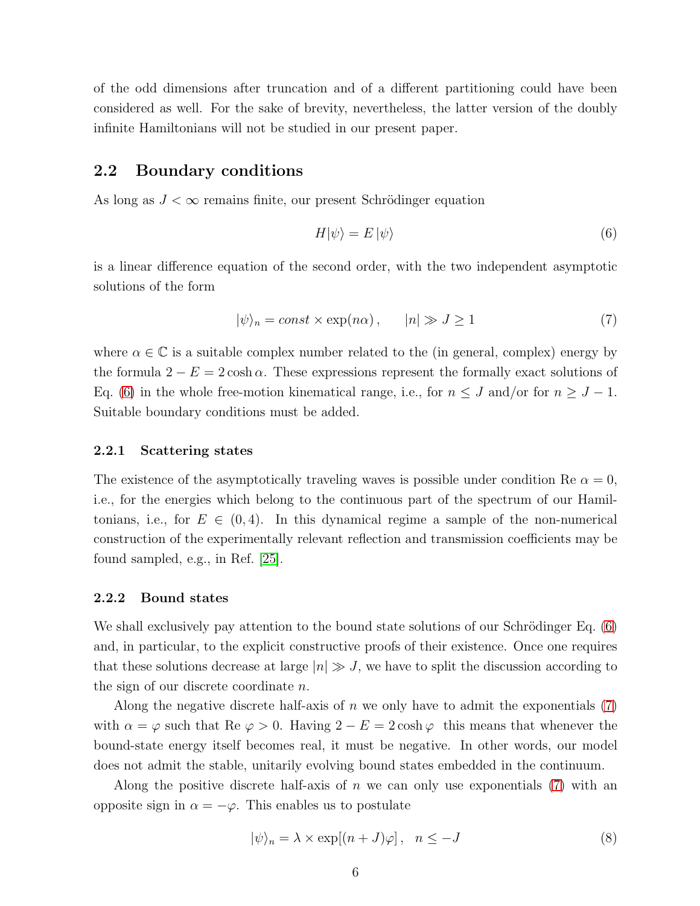of the odd dimensions after truncation and of a different partitioning could have been considered as well. For the sake of brevity, nevertheless, the latter version of the doubly infinite Hamiltonians will not be studied in our present paper.

## 2.2 Boundary conditions

As long as $J < \infty$ remains finite, our present Schrödinger equation

$$H|\psi\rangle = E\,|\psi\rangle \tag{6}$$

is a linear difference equation of the second order, with the two independent asymptotic solutions of the form

$$|\psi\rangle_n = const \times \exp(n\alpha)\,, \qquad |n| \gg J \geq 1 \tag{7}$$

where $\alpha \in \mathbb{C}$ is a suitable complex number related to the (in general, complex) energy by the formula $2 - E = 2\cosh\alpha$. These expressions represent the formally exact solutions of Eq. (6) in the whole free-motion kinematical range, i.e., for $n \leq J$ and/or for $n \geq J - 1$. Suitable boundary conditions must be added.

### 2.2.1 Scattering states

The existence of the asymptotically traveling waves is possible under condition Re $\alpha = 0$, i.e., for the energies which belong to the continuous part of the spectrum of our Hamiltonians, i.e., for $E \in (0, 4)$. In this dynamical regime a sample of the non-numerical construction of the experimentally relevant reflection and transmission coefficients may be found sampled, e.g., in Ref. [25].

### 2.2.2 Bound states

We shall exclusively pay attention to the bound state solutions of our Schrödinger Eq. (6) and, in particular, to the explicit constructive proofs of their existence. Once one requires that these solutions decrease at large $|n| \gg J$, we have to split the discussion according to the sign of our discrete coordinate $n$.

Along the negative discrete half-axis of $n$ we only have to admit the exponentials (7) with $\alpha = \varphi$ such that Re $\varphi > 0$. Having $2 - E = 2\cosh\varphi$ this means that whenever the bound-state energy itself becomes real, it must be negative. In other words, our model does not admit the stable, unitarily evolving bound states embedded in the continuum.

Along the positive discrete half-axis of $n$ we can only use exponentials (7) with an opposite sign in $\alpha = -\varphi$. This enables us to postulate

$$|\psi\rangle_n = \lambda \times \exp[(n + J)\varphi]\,, \quad n \leq -J \tag{8}$$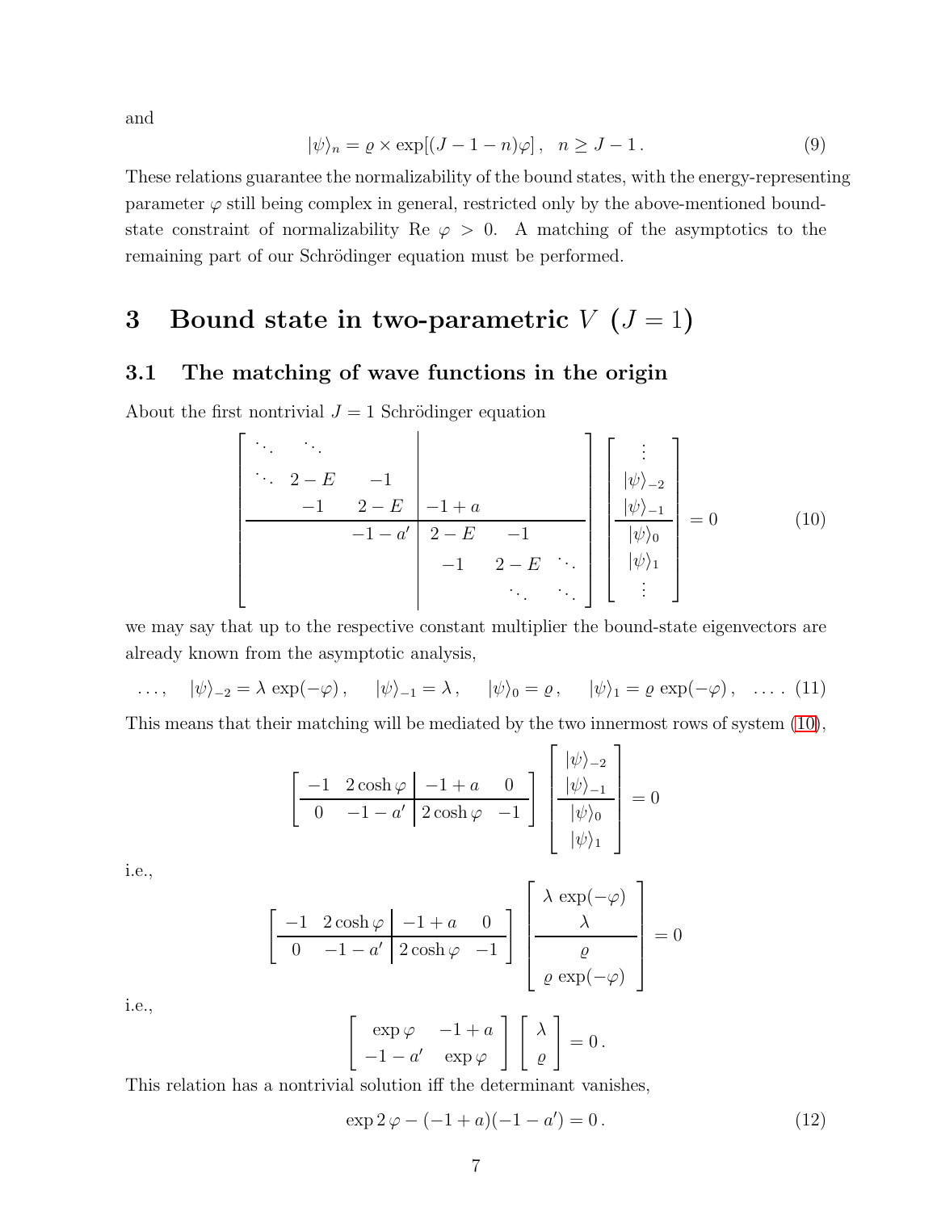and

$$|\psi\rangle_n = \varrho \times \exp[(J-1-n)\varphi]\,, \quad n \geq J-1\,. \tag{9}$$

These relations guarantee the normalizability of the bound states, with the energy-representing parameter $\varphi$ still being complex in general, restricted only by the above-mentioned bound-state constraint of normalizability Re $\varphi > 0$. A matching of the asymptotics to the remaining part of our Schrödinger equation must be performed.

# 3 Bound state in two-parametric $V$ ($J = 1$)

## 3.1 The matching of wave functions in the origin

About the first nontrivial $J = 1$ Schrödinger equation

$$\left[\begin{array}{ccc|ccc}
\ddots & \ddots & & & & \\
\ddots & 2-E & -1 & & & \\
 & -1 & 2-E & -1+a & & \\
\hline
 & & -1-a' & 2-E & -1 & \\
 & & & -1 & 2-E & \ddots \\
 & & & & \ddots & \ddots
\end{array}\right]
\left[\begin{array}{c}
\vdots \\
|\psi\rangle_{-2} \\
|\psi\rangle_{-1} \\
\hline
|\psi\rangle_{0} \\
|\psi\rangle_{1} \\
\vdots
\end{array}\right] = 0 \tag{10}$$

we may say that up to the respective constant multiplier the bound-state eigenvectors are already known from the asymptotic analysis,

$$\ldots, \quad |\psi\rangle_{-2} = \lambda\, \exp(-\varphi)\,, \quad |\psi\rangle_{-1} = \lambda\,, \quad |\psi\rangle_0 = \varrho\,, \quad |\psi\rangle_1 = \varrho\, \exp(-\varphi)\,, \quad \ldots\,. \tag{11}$$

This means that their matching will be mediated by the two innermost rows of system (10),

$$\left[\begin{array}{cc|cc}
-1 & 2\cosh\varphi & -1+a & 0 \\
\hline
0 & -1-a' & 2\cosh\varphi & -1
\end{array}\right]
\left[\begin{array}{c}
|\psi\rangle_{-2} \\
|\psi\rangle_{-1} \\
\hline
|\psi\rangle_{0} \\
|\psi\rangle_{1}
\end{array}\right] = 0$$

i.e.,

$$\left[\begin{array}{cc|cc}
-1 & 2\cosh\varphi & -1+a & 0 \\
\hline
0 & -1-a' & 2\cosh\varphi & -1
\end{array}\right]
\left[\begin{array}{c}
\lambda\, \exp(-\varphi) \\
\lambda \\
\hline
\varrho \\
\varrho\, \exp(-\varphi)
\end{array}\right] = 0$$

i.e.,

$$\left[\begin{array}{cc}
\exp\varphi & -1+a \\
-1-a' & \exp\varphi
\end{array}\right]
\left[\begin{array}{c}
\lambda \\
\varrho
\end{array}\right] = 0\,.$$

This relation has a nontrivial solution iff the determinant vanishes,

$$\exp 2\,\varphi - (-1+a)(-1-a') = 0\,. \tag{12}$$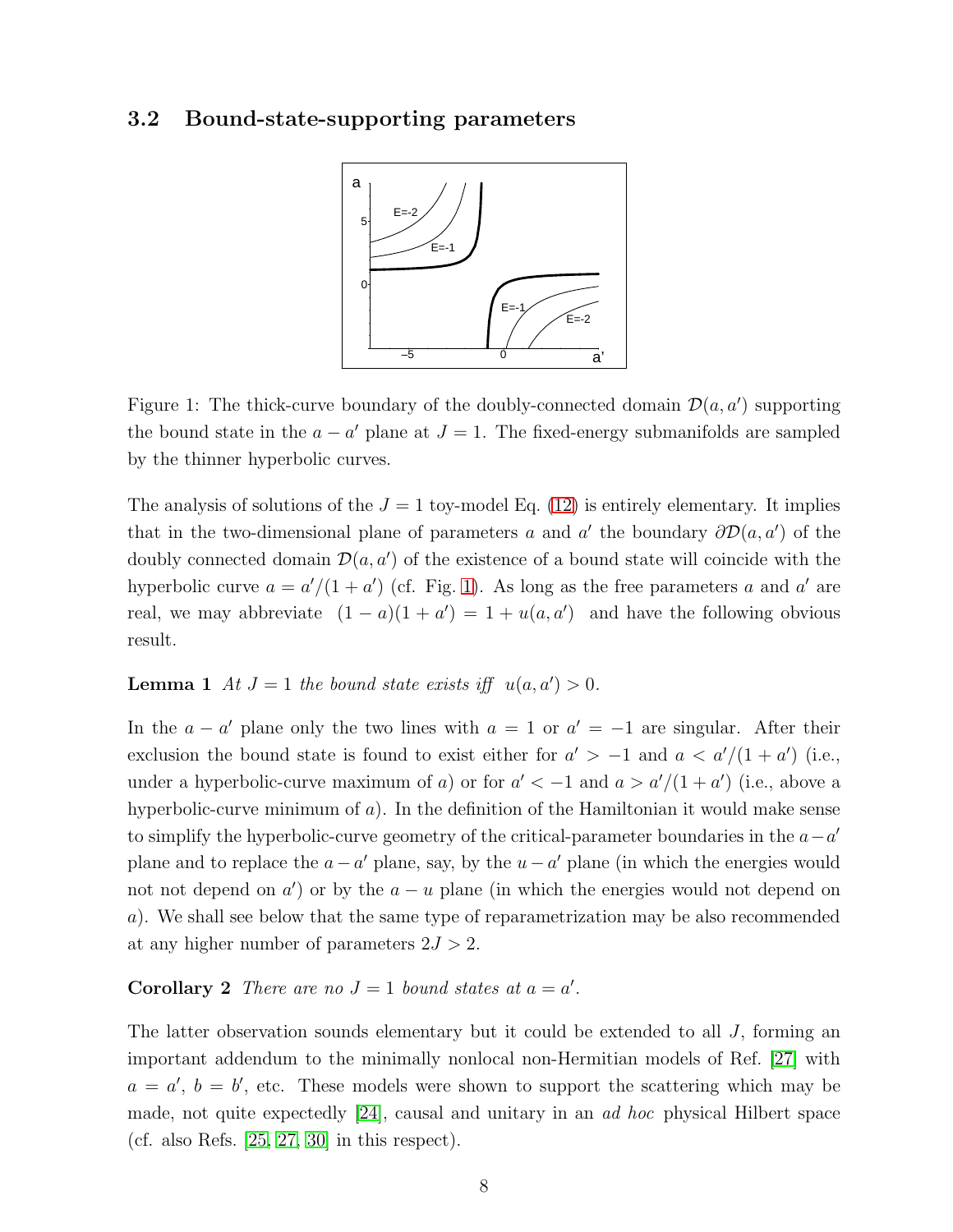### 3.2 Bound-state-supporting parameters

Figure 1: The thick-curve boundary of the doubly-connected domain $\mathcal{D}(a, a')$ supporting the bound state in the $a - a'$ plane at $J = 1$. The fixed-energy submanifolds are sampled by the thinner hyperbolic curves.

The analysis of solutions of the $J = 1$ toy-model Eq. (12) is entirely elementary. It implies that in the two-dimensional plane of parameters $a$ and $a'$ the boundary $\partial\mathcal{D}(a, a')$ of the doubly connected domain $\mathcal{D}(a, a')$ of the existence of a bound state will coincide with the hyperbolic curve $a = a'/(1 + a')$ (cf. Fig. 1). As long as the free parameters $a$ and $a'$ are real, we may abbreviate $(1 - a)(1 + a') = 1 + u(a, a')$ and have the following obvious result.

**Lemma 1** *At $J = 1$ the bound state exists iff $u(a, a') > 0$.*

In the $a - a'$ plane only the two lines with $a = 1$ or $a' = -1$ are singular. After their exclusion the bound state is found to exist either for $a' > -1$ and $a < a'/(1 + a')$ (i.e., under a hyperbolic-curve maximum of $a$) or for $a' < -1$ and $a > a'/(1 + a')$ (i.e., above a hyperbolic-curve minimum of $a$). In the definition of the Hamiltonian it would make sense to simplify the hyperbolic-curve geometry of the critical-parameter boundaries in the $a - a'$ plane and to replace the $a - a'$ plane, say, by the $u - a'$ plane (in which the energies would not not depend on $a'$) or by the $a - u$ plane (in which the energies would not depend on $a$). We shall see below that the same type of reparametrization may be also recommended at any higher number of parameters $2J > 2$.

**Corollary 2** *There are no $J = 1$ bound states at $a = a'$.*

The latter observation sounds elementary but it could be extended to all $J$, forming an important addendum to the minimally nonlocal non-Hermitian models of Ref. [27] with $a = a'$, $b = b'$, etc. These models were shown to support the scattering which may be made, not quite expectedly [24], causal and unitary in an *ad hoc* physical Hilbert space (cf. also Refs. [25, 27, 30] in this respect).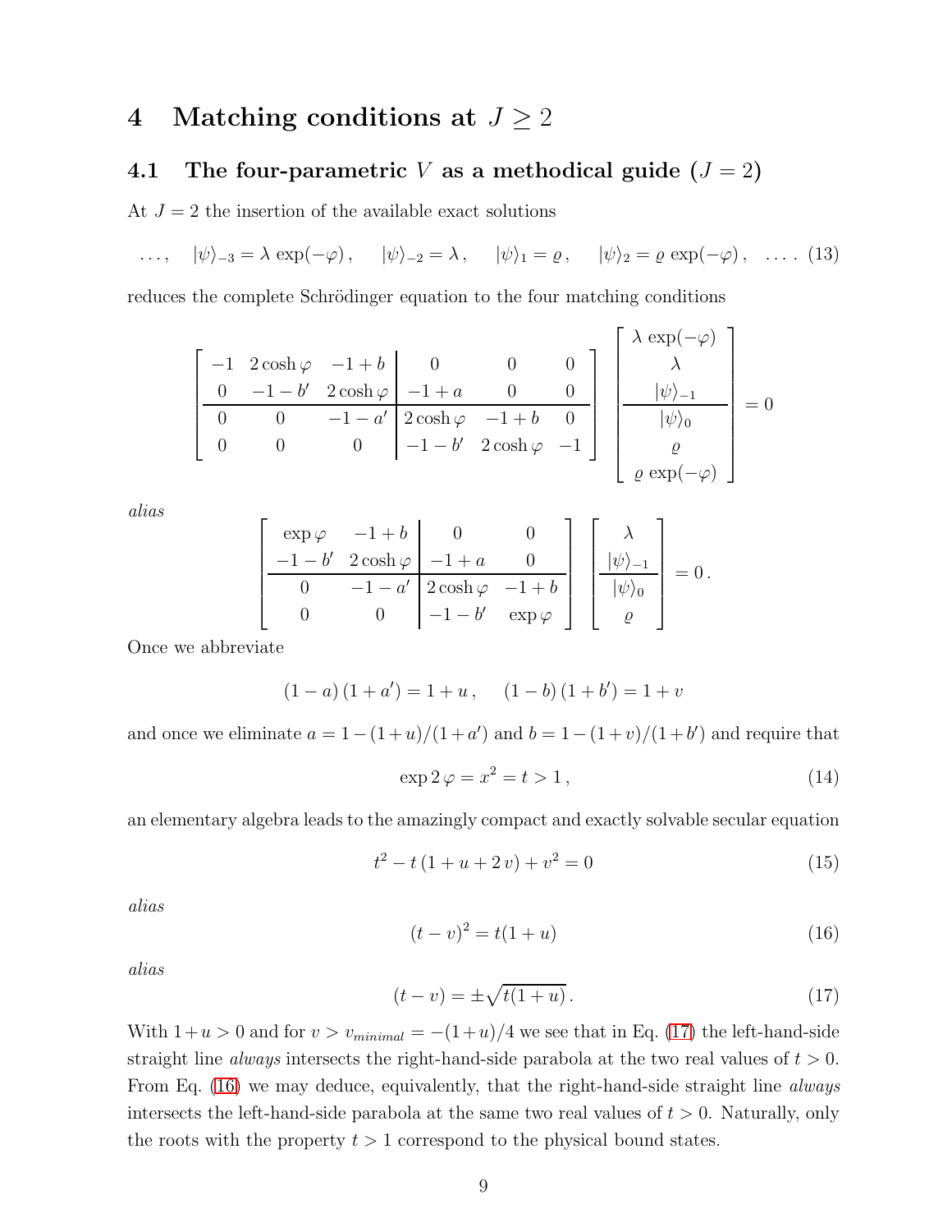# 4 Matching conditions at $J \geq 2$

## 4.1 The four-parametric $V$ as a methodical guide ($J = 2$)

At $J = 2$ the insertion of the available exact solutions

$$\ldots, \quad |\psi\rangle_{-3} = \lambda\, \exp(-\varphi)\,, \quad |\psi\rangle_{-2} = \lambda\,, \quad |\psi\rangle_1 = \varrho\,, \quad |\psi\rangle_2 = \varrho\, \exp(-\varphi)\,, \quad \ldots\,. \tag{13}$$

reduces the complete Schrödinger equation to the four matching conditions

$$\left[ \begin{array}{ccc|ccc} -1 & 2\cosh\varphi & -1+b & 0 & 0 & 0 \\ 0 & -1-b' & 2\cosh\varphi & -1+a & 0 & 0 \\ \hline 0 & 0 & -1-a' & 2\cosh\varphi & -1+b & 0 \\ 0 & 0 & 0 & -1-b' & 2\cosh\varphi & -1 \end{array} \right] \left[ \begin{array}{c} \lambda\, \exp(-\varphi) \\ \lambda \\ |\psi\rangle_{-1} \\ \hline |\psi\rangle_0 \\ \varrho \\ \varrho\, \exp(-\varphi) \end{array} \right] = 0$$

*alias*

$$\left[ \begin{array}{cc|cc} \exp\varphi & -1+b & 0 & 0 \\ -1-b' & 2\cosh\varphi & -1+a & 0 \\ \hline 0 & -1-a' & 2\cosh\varphi & -1+b \\ 0 & 0 & -1-b' & \exp\varphi \end{array} \right] \left[ \begin{array}{c} \lambda \\ |\psi\rangle_{-1} \\ \hline |\psi\rangle_0 \\ \varrho \end{array} \right] = 0\,.$$

Once we abbreviate

$$(1-a)\,(1+a') = 1+u\,, \quad (1-b)\,(1+b') = 1+v$$

and once we eliminate $a = 1-(1+u)/(1+a')$ and $b = 1-(1+v)/(1+b')$ and require that

$$\exp 2\,\varphi = x^2 = t > 1\,, \tag{14}$$

an elementary algebra leads to the amazingly compact and exactly solvable secular equation

$$t^2 - t\,(1+u+2\,v) + v^2 = 0 \tag{15}$$

*alias*

$$(t-v)^2 = t(1+u) \tag{16}$$

*alias*

$$(t-v) = \pm\sqrt{t(1+u)}\,. \tag{17}$$

With $1+u > 0$ and for $v > v_{minimal} = -(1+u)/4$ we see that in Eq. (17) the left-hand-side straight line *always* intersects the right-hand-side parabola at the two real values of $t > 0$. From Eq. (16) we may deduce, equivalently, that the right-hand-side straight line *always* intersects the left-hand-side parabola at the same two real values of $t > 0$. Naturally, only the roots with the property $t > 1$ correspond to the physical bound states.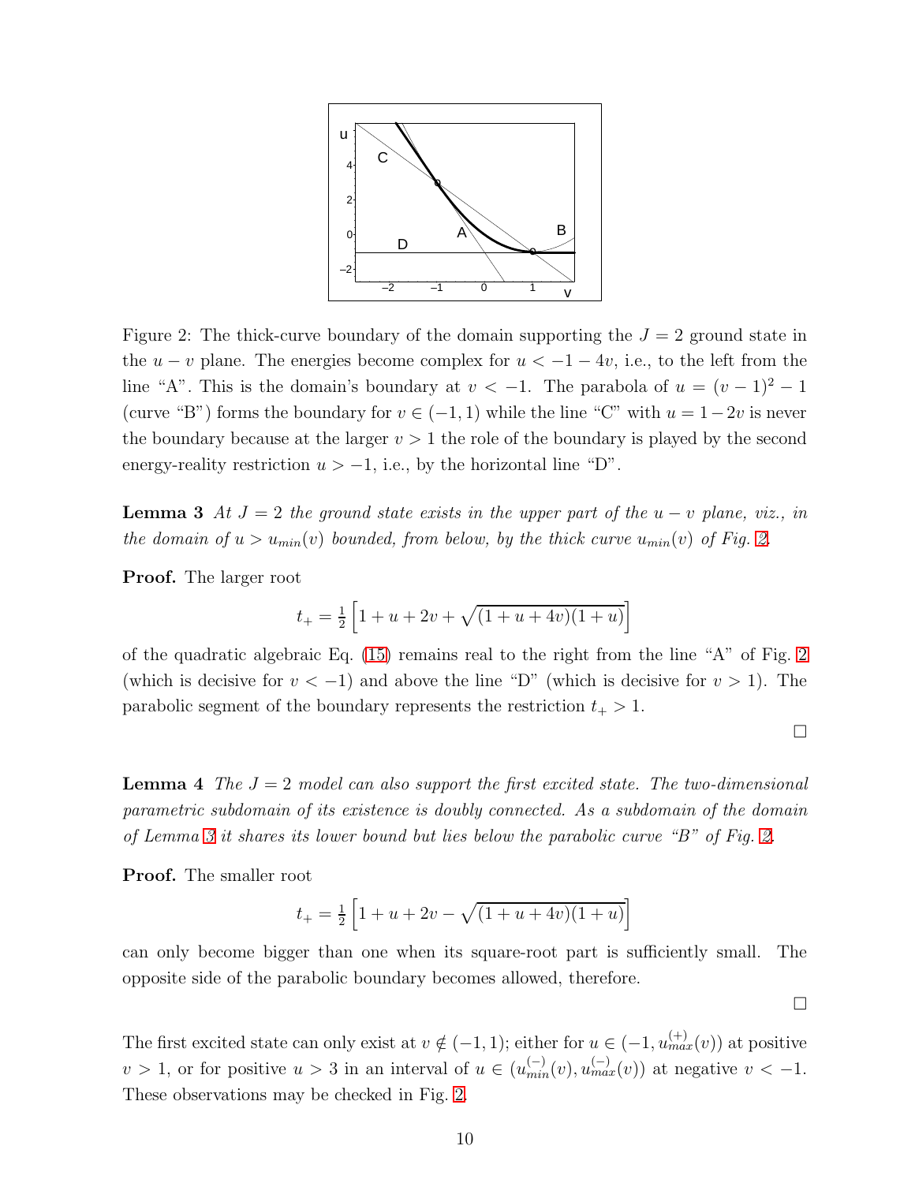Figure 2: The thick-curve boundary of the domain supporting the $J = 2$ ground state in the $u - v$ plane. The energies become complex for $u < -1 - 4v$, i.e., to the left from the line "A". This is the domain's boundary at $v < -1$. The parabola of $u = (v - 1)^2 - 1$ (curve "B") forms the boundary for $v \in (-1, 1)$ while the line "C" with $u = 1 - 2v$ is never the boundary because at the larger $v > 1$ the role of the boundary is played by the second energy-reality restriction $u > -1$, i.e., by the horizontal line "D".

**Lemma 3** *At $J = 2$ the ground state exists in the upper part of the $u - v$ plane, viz., in the domain of $u > u_{min}(v)$ bounded, from below, by the thick curve $u_{min}(v)$ of Fig. 2.*

**Proof.** The larger root

$$t_+ = \tfrac{1}{2}\left[1 + u + 2v + \sqrt{(1 + u + 4v)(1 + u)}\right]$$

of the quadratic algebraic Eq. (15) remains real to the right from the line "A" of Fig. 2 (which is decisive for $v < -1$) and above the line "D" (which is decisive for $v > 1$). The parabolic segment of the boundary represents the restriction $t_+ > 1$.

□

**Lemma 4** *The $J = 2$ model can also support the first excited state. The two-dimensional parametric subdomain of its existence is doubly connected. As a subdomain of the domain of Lemma 3 it shares its lower bound but lies below the parabolic curve "B" of Fig. 2.*

**Proof.** The smaller root

$$t_+ = \tfrac{1}{2}\left[1 + u + 2v - \sqrt{(1 + u + 4v)(1 + u)}\right]$$

can only become bigger than one when its square-root part is sufficiently small. The opposite side of the parabolic boundary becomes allowed, therefore.

□

The first excited state can only exist at $v \notin (-1, 1)$; either for $u \in (-1, u_{max}^{(+)}(v))$ at positive $v > 1$, or for positive $u > 3$ in an interval of $u \in (u_{min}^{(-)}(v), u_{max}^{(-)}(v))$ at negative $v < -1$. These observations may be checked in Fig. 2.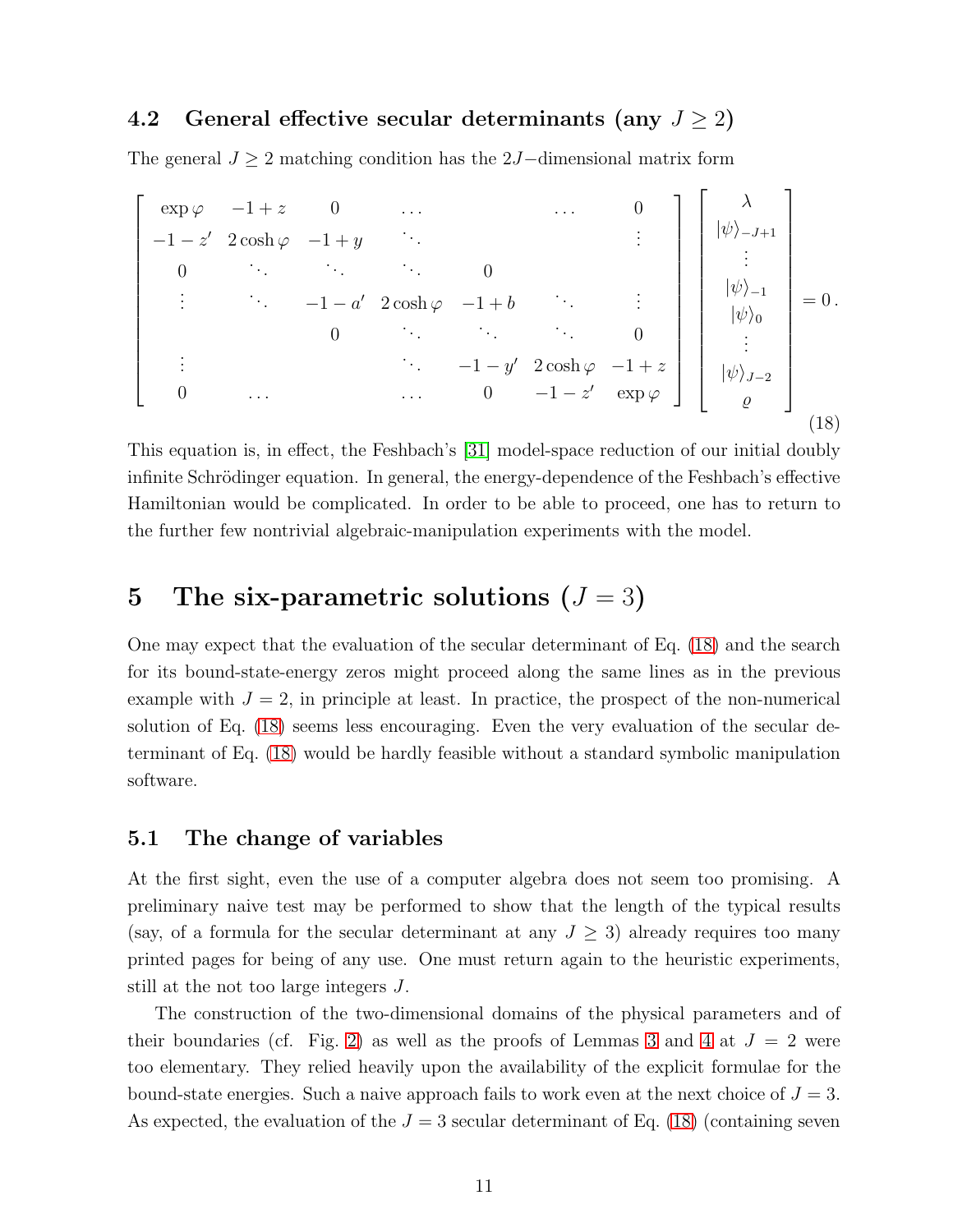### 4.2 General effective secular determinants (any $J \geq 2$)

The general $J \geq 2$ matching condition has the $2J-$dimensional matrix form

$$
\left [\begin{array}{ccccccc}
\exp\varphi & -1+z & 0 & \ldots & & \ldots & 0\\
-1-z' & 2\cosh\varphi & -1+y & \ddots & & & \vdots\\
0 & \ddots & \ddots & \ddots & 0 & & \\
\vdots & \ddots & -1-a' & 2\cosh\varphi & -1+b & \ddots & \vdots\\
 & & 0 & \ddots & \ddots & \ddots & 0\\
\vdots & & & \ddots & -1-y' & 2\cosh\varphi & -1+z\\
0 & \ldots & & \ldots & 0 & -1-z' & \exp\varphi
\end{array} \right ]
\left [\begin{array}{c}
\lambda\\
|\psi\rangle_{-J+1}\\
\vdots\\
|\psi\rangle_{-1}\\
|\psi\rangle_{0}\\
\vdots\\
|\psi\rangle_{J-2}\\
\varrho
\end{array} \right ] = 0\,. \tag{18}
$$

This equation is, in effect, the Feshbach's [31] model-space reduction of our initial doubly infinite Schrödinger equation. In general, the energy-dependence of the Feshbach's effective Hamiltonian would be complicated. In order to be able to proceed, one has to return to the further few nontrivial algebraic-manipulation experiments with the model.

## 5 The six-parametric solutions ($J = 3$)

One may expect that the evaluation of the secular determinant of Eq. (18) and the search for its bound-state-energy zeros might proceed along the same lines as in the previous example with $J = 2$, in principle at least. In practice, the prospect of the non-numerical solution of Eq. (18) seems less encouraging. Even the very evaluation of the secular determinant of Eq. (18) would be hardly feasible without a standard symbolic manipulation software.

### 5.1 The change of variables

At the first sight, even the use of a computer algebra does not seem too promising. A preliminary naive test may be performed to show that the length of the typical results (say, of a formula for the secular determinant at any $J \geq 3$) already requires too many printed pages for being of any use. One must return again to the heuristic experiments, still at the not too large integers $J$.

The construction of the two-dimensional domains of the physical parameters and of their boundaries (cf. Fig. 2) as well as the proofs of Lemmas 3 and 4 at $J = 2$ were too elementary. They relied heavily upon the availability of the explicit formulae for the bound-state energies. Such a naive approach fails to work even at the next choice of $J = 3$. As expected, the evaluation of the $J = 3$ secular determinant of Eq. (18) (containing seven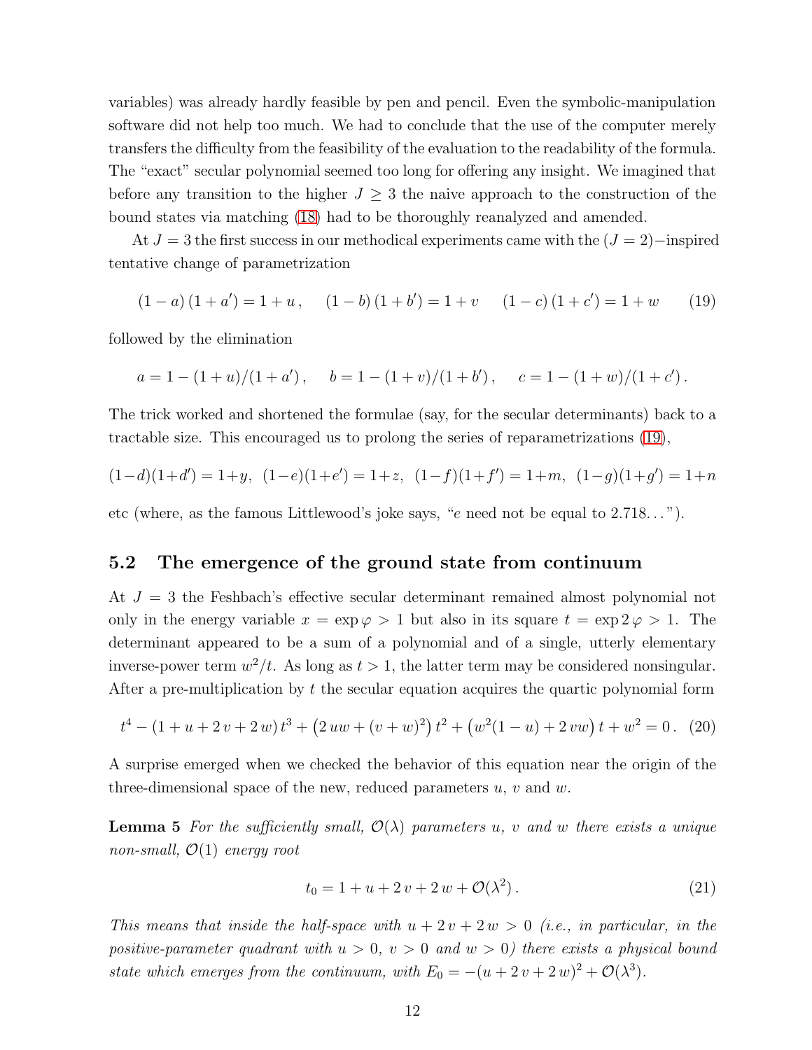variables) was already hardly feasible by pen and pencil. Even the symbolic-manipulation software did not help too much. We had to conclude that the use of the computer merely transfers the difficulty from the feasibility of the evaluation to the readability of the formula. The "exact" secular polynomial seemed too long for offering any insight. We imagined that before any transition to the higher $J \geq 3$ the naive approach to the construction of the bound states via matching (18) had to be thoroughly reanalyzed and amended.

At $J = 3$ the first success in our methodical experiments came with the $(J = 2)-$inspired tentative change of parametrization

$$(1-a)\,(1+a') = 1+u\,, \quad (1-b)\,(1+b') = 1+v \quad (1-c)\,(1+c') = 1+w \tag{19}$$

followed by the elimination

$$a = 1-(1+u)/(1+a')\,, \quad b = 1-(1+v)/(1+b')\,, \quad c = 1-(1+w)/(1+c')\,.$$

The trick worked and shortened the formulae (say, for the secular determinants) back to a tractable size. This encouraged us to prolong the series of reparametrizations (19),

$$(1-d)(1+d') = 1+y,\ (1-e)(1+e') = 1+z,\ (1-f)(1+f') = 1+m,\ (1-g)(1+g') = 1+n$$

etc (where, as the famous Littlewood's joke says, "$e$ need not be equal to 2.718...").

## 5.2 The emergence of the ground state from continuum

At $J = 3$ the Feshbach's effective secular determinant remained almost polynomial not only in the energy variable $x = \exp\varphi > 1$ but also in its square $t = \exp 2\,\varphi > 1$. The determinant appeared to be a sum of a polynomial and of a single, utterly elementary inverse-power term $w^2/t$. As long as $t > 1$, the latter term may be considered nonsingular. After a pre-multiplication by $t$ the secular equation acquires the quartic polynomial form

$$t^4 - (1+u+2\,v+2\,w)\,t^3 + \left(2\,uw + (v+w)^2\right)t^2 + \left(w^2(1-u) + 2\,vw\right)t + w^2 = 0\,. \tag{20}$$

A surprise emerged when we checked the behavior of this equation near the origin of the three-dimensional space of the new, reduced parameters $u$, $v$ and $w$.

**Lemma 5** *For the sufficiently small, $\mathcal{O}(\lambda)$ parameters $u$, $v$ and $w$ there exists a unique non-small, $\mathcal{O}(1)$ energy root*

$$t_0 = 1+u+2\,v+2\,w+\mathcal{O}(\lambda^2)\,. \tag{21}$$

*This means that inside the half-space with $u+2\,v+2\,w > 0$ (i.e., in particular, in the positive-parameter quadrant with $u > 0$, $v > 0$ and $w > 0$) there exists a physical bound state which emerges from the continuum, with $E_0 = -(u+2\,v+2\,w)^2 + \mathcal{O}(\lambda^3)$.*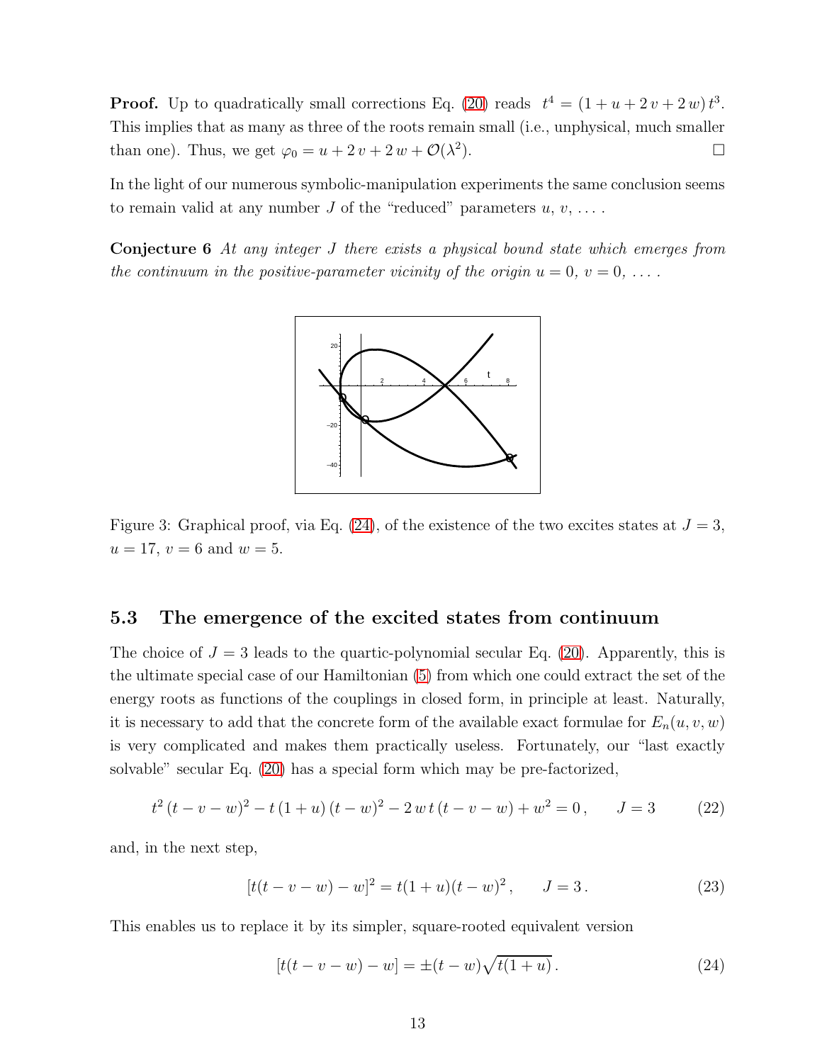**Proof.** Up to quadratically small corrections Eq. (20) reads $t^4 = (1 + u + 2\,v + 2\,w)\,t^3$. This implies that as many as three of the roots remain small (i.e., unphysical, much smaller than one). Thus, we get $\varphi_0 = u + 2\,v + 2\,w + \mathcal{O}(\lambda^2)$. □

In the light of our numerous symbolic-manipulation experiments the same conclusion seems to remain valid at any number $J$ of the "reduced" parameters $u$, $v$, ... .

**Conjecture 6** *At any integer $J$ there exists a physical bound state which emerges from the continuum in the positive-parameter vicinity of the origin $u = 0$, $v = 0$, ... .*

Figure 3: Graphical proof, via Eq. (24), of the existence of the two excites states at $J = 3$, $u = 17$, $v = 6$ and $w = 5$.

### 5.3 The emergence of the excited states from continuum

The choice of $J = 3$ leads to the quartic-polynomial secular Eq. (20). Apparently, this is the ultimate special case of our Hamiltonian (5) from which one could extract the set of the energy roots as functions of the couplings in closed form, in principle at least. Naturally, it is necessary to add that the concrete form of the available exact formulae for $E_n(u, v, w)$ is very complicated and makes them practically useless. Fortunately, our "last exactly solvable" secular Eq. (20) has a special form which may be pre-factorized,

$$t^2\,(t - v - w)^2 - t\,(1 + u)\,(t - w)^2 - 2\,w\,t\,(t - v - w) + w^2 = 0\,, \qquad J = 3 \tag{22}$$

and, in the next step,

$$[t(t - v - w) - w]^2 = t(1 + u)(t - w)^2\,, \qquad J = 3\,. \tag{23}$$

This enables us to replace it by its simpler, square-rooted equivalent version

$$[t(t - v - w) - w] = \pm(t - w)\sqrt{t(1 + u)}\,. \tag{24}$$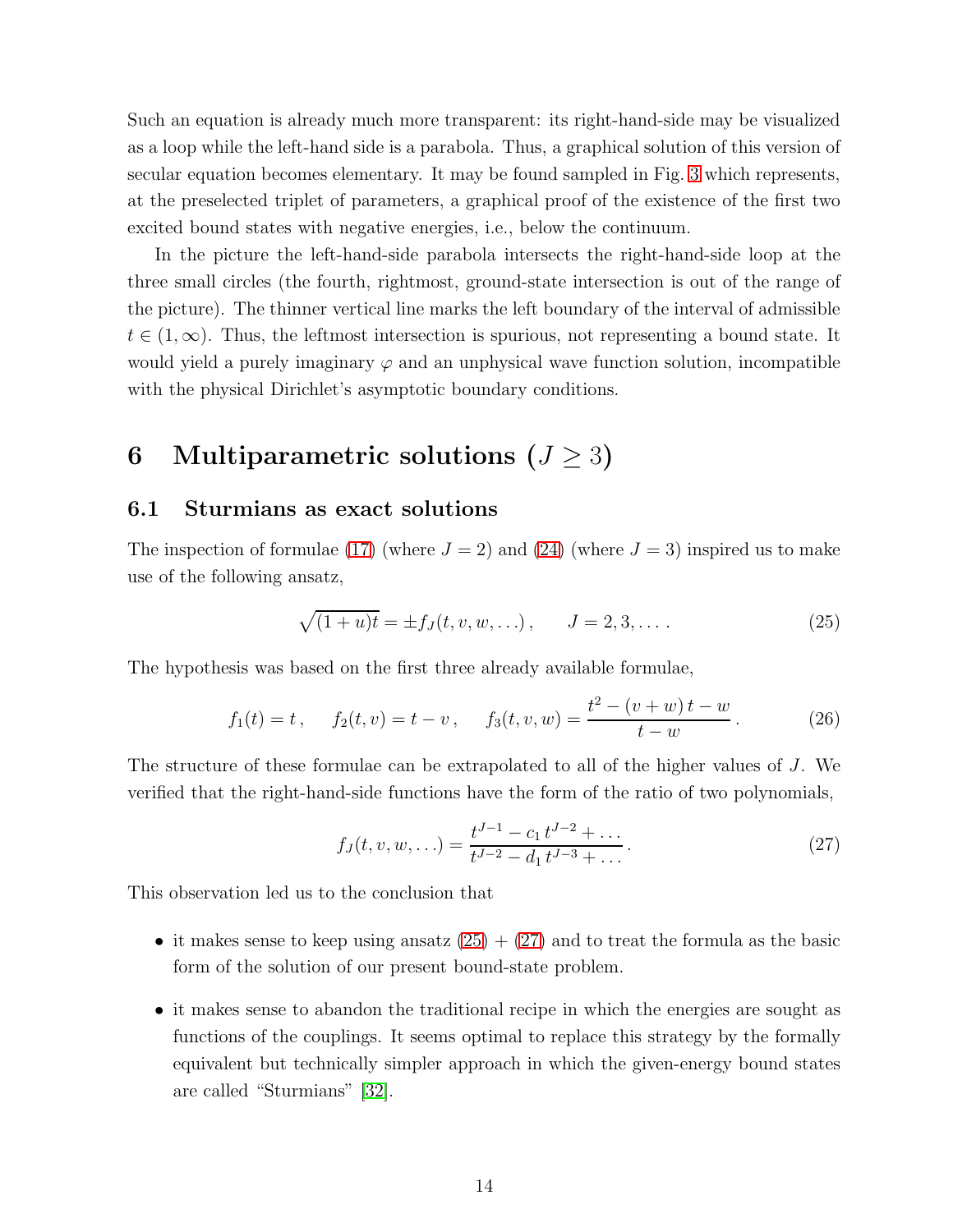Such an equation is already much more transparent: its right-hand-side may be visualized as a loop while the left-hand side is a parabola. Thus, a graphical solution of this version of secular equation becomes elementary. It may be found sampled in Fig. 3 which represents, at the preselected triplet of parameters, a graphical proof of the existence of the first two excited bound states with negative energies, i.e., below the continuum.

In the picture the left-hand-side parabola intersects the right-hand-side loop at the three small circles (the fourth, rightmost, ground-state intersection is out of the range of the picture). The thinner vertical line marks the left boundary of the interval of admissible $t \in (1, \infty)$. Thus, the leftmost intersection is spurious, not representing a bound state. It would yield a purely imaginary $\varphi$ and an unphysical wave function solution, incompatible with the physical Dirichlet's asymptotic boundary conditions.

# 6 Multiparametric solutions ($J \geq 3$)

## 6.1 Sturmians as exact solutions

The inspection of formulae (17) (where $J = 2$) and (24) (where $J = 3$) inspired us to make use of the following ansatz,

$$\sqrt{(1+u)t} = \pm f_J(t, v, w, \ldots) \,, \qquad J = 2, 3, \ldots \,. \tag{25}$$

The hypothesis was based on the first three already available formulae,

$$f_1(t) = t \,, \quad f_2(t, v) = t - v \,, \quad f_3(t, v, w) = \frac{t^2 - (v + w)\, t - w}{t - w} \,. \tag{26}$$

The structure of these formulae can be extrapolated to all of the higher values of $J$. We verified that the right-hand-side functions have the form of the ratio of two polynomials,

$$f_J(t, v, w, \ldots) = \frac{t^{J-1} - c_1\, t^{J-2} + \ldots}{t^{J-2} - d_1\, t^{J-3} + \ldots} \,. \tag{27}$$

This observation led us to the conclusion that

- it makes sense to keep using ansatz (25) + (27) and to treat the formula as the basic form of the solution of our present bound-state problem.
- it makes sense to abandon the traditional recipe in which the energies are sought as functions of the couplings. It seems optimal to replace this strategy by the formally equivalent but technically simpler approach in which the given-energy bound states are called "Sturmians" [32].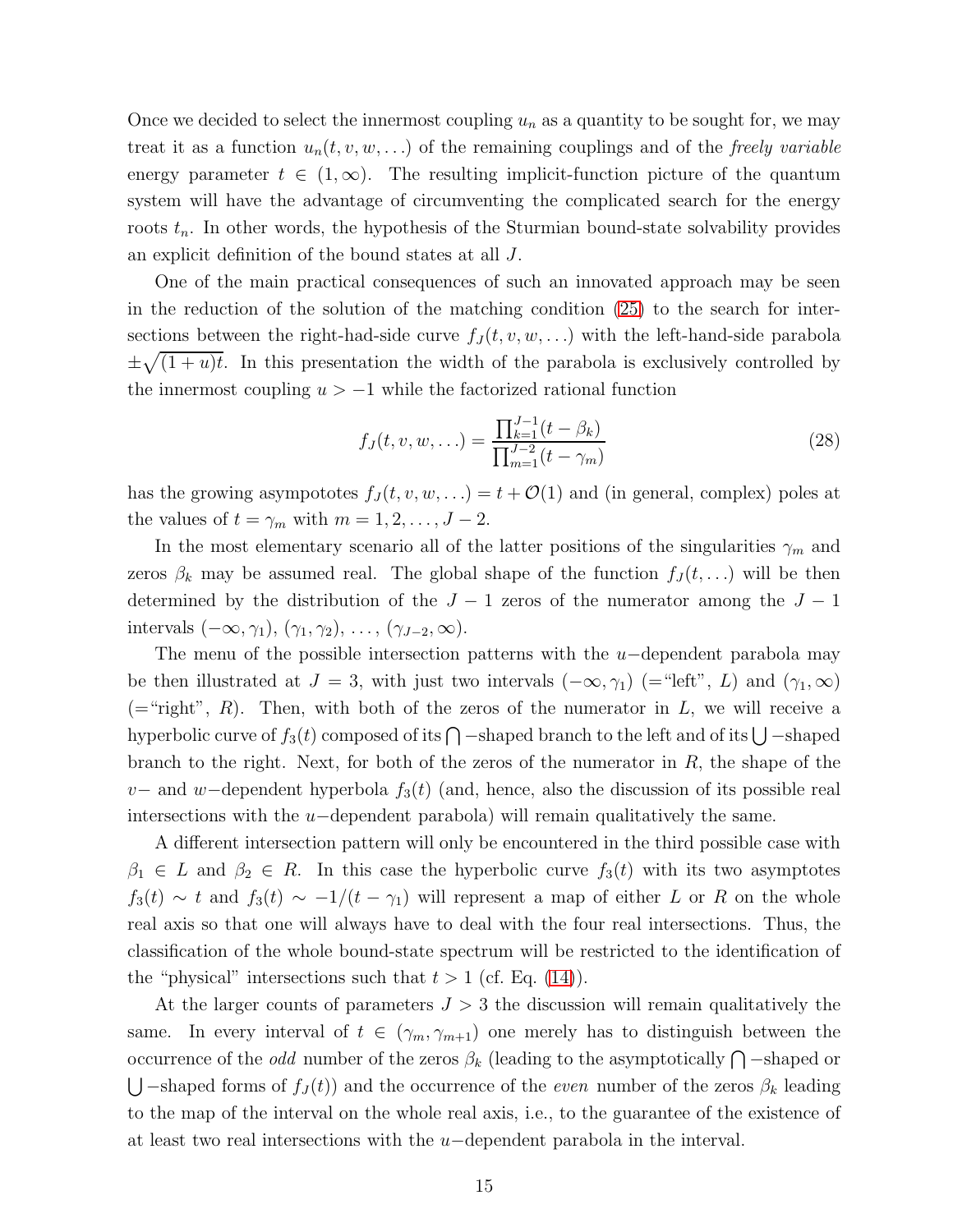Once we decided to select the innermost coupling $u_n$ as a quantity to be sought for, we may treat it as a function $u_n(t, v, w, \ldots)$ of the remaining couplings and of the *freely variable* energy parameter $t \in (1, \infty)$. The resulting implicit-function picture of the quantum system will have the advantage of circumventing the complicated search for the energy roots $t_n$. In other words, the hypothesis of the Sturmian bound-state solvability provides an explicit definition of the bound states at all $J$.

One of the main practical consequences of such an innovated approach may be seen in the reduction of the solution of the matching condition (25) to the search for intersections between the right-had-side curve $f_J(t, v, w, \ldots)$ with the left-hand-side parabola $\pm\sqrt{(1+u)t}$. In this presentation the width of the parabola is exclusively controlled by the innermost coupling $u > -1$ while the factorized rational function

$$f_J(t, v, w, \ldots) = \frac{\prod_{k=1}^{J-1}(t - \beta_k)}{\prod_{m=1}^{J-2}(t - \gamma_m)} \tag{28}$$

has the growing asympototes $f_J(t, v, w, \ldots) = t + \mathcal{O}(1)$ and (in general, complex) poles at the values of $t = \gamma_m$ with $m = 1, 2, \ldots, J-2$.

In the most elementary scenario all of the latter positions of the singularities $\gamma_m$ and zeros $\beta_k$ may be assumed real. The global shape of the function $f_J(t, \ldots)$ will be then determined by the distribution of the $J-1$ zeros of the numerator among the $J-1$ intervals $(-\infty, \gamma_1)$, $(\gamma_1, \gamma_2)$, $\ldots$, $(\gamma_{J-2}, \infty)$.

The menu of the possible intersection patterns with the $u-$dependent parabola may be then illustrated at $J = 3$, with just two intervals $(-\infty, \gamma_1)$ (="left", $L$) and $(\gamma_1, \infty)$ (="right", $R$). Then, with both of the zeros of the numerator in $L$, we will receive a hyperbolic curve of $f_3(t)$ composed of its $\bigcap-$shaped branch to the left and of its $\bigcup-$shaped branch to the right. Next, for both of the zeros of the numerator in $R$, the shape of the $v-$ and $w-$dependent hyperbola $f_3(t)$ (and, hence, also the discussion of its possible real intersections with the $u-$dependent parabola) will remain qualitatively the same.

A different intersection pattern will only be encountered in the third possible case with $\beta_1 \in L$ and $\beta_2 \in R$. In this case the hyperbolic curve $f_3(t)$ with its two asymptotes $f_3(t) \sim t$ and $f_3(t) \sim -1/(t - \gamma_1)$ will represent a map of either $L$ or $R$ on the whole real axis so that one will always have to deal with the four real intersections. Thus, the classification of the whole bound-state spectrum will be restricted to the identification of the "physical" intersections such that $t > 1$ (cf. Eq. (14)).

At the larger counts of parameters $J > 3$ the discussion will remain qualitatively the same. In every interval of $t \in (\gamma_m, \gamma_{m+1})$ one merely has to distinguish between the occurrence of the *odd* number of the zeros $\beta_k$ (leading to the asymptotically $\bigcap-$shaped or $\bigcup-$shaped forms of $f_J(t)$) and the occurrence of the *even* number of the zeros $\beta_k$ leading to the map of the interval on the whole real axis, i.e., to the guarantee of the existence of at least two real intersections with the $u-$dependent parabola in the interval.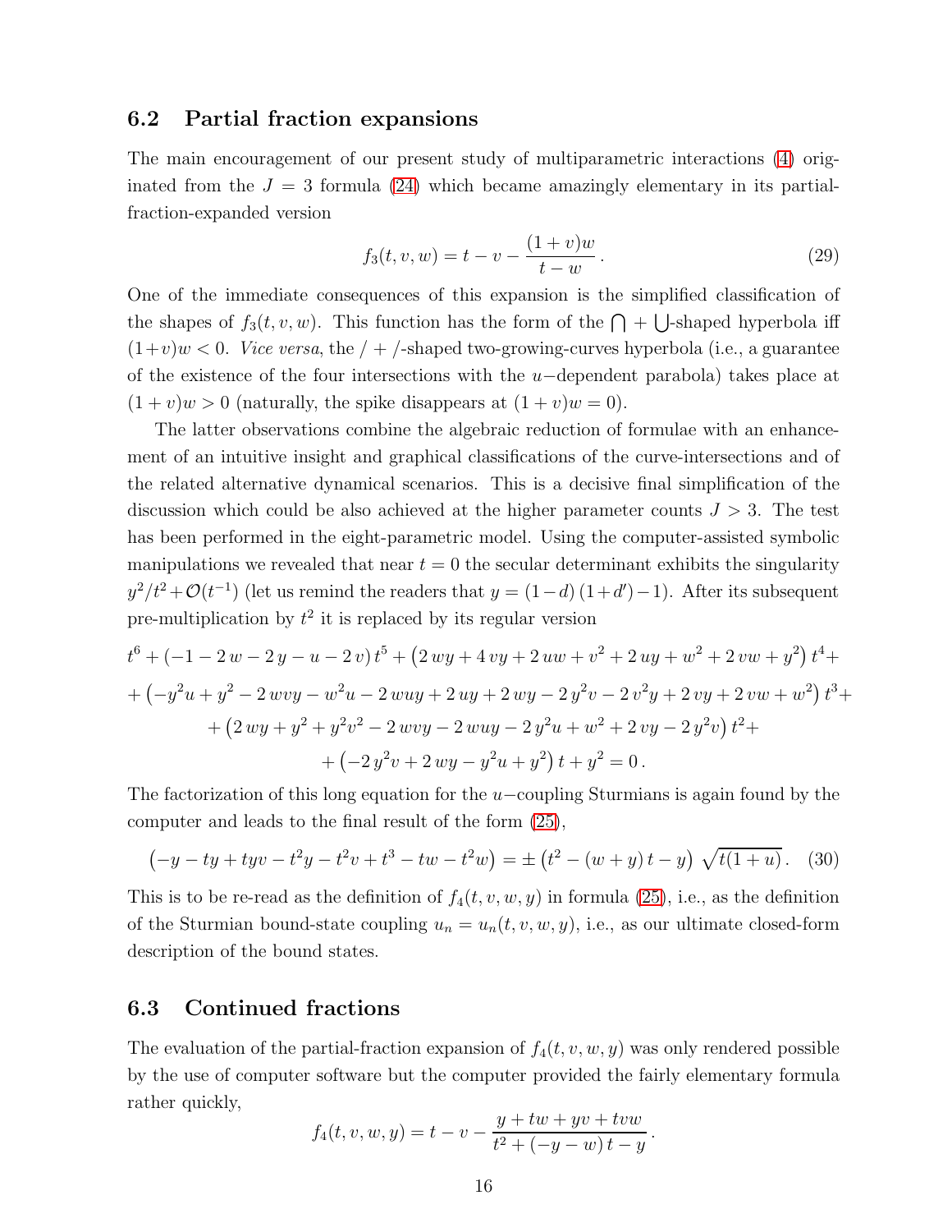### 6.2 Partial fraction expansions

The main encouragement of our present study of multiparametric interactions (4) originated from the $J = 3$ formula (24) which became amazingly elementary in its partial-fraction-expanded version

$$f_3(t, v, w) = t - v - \frac{(1+v)w}{t-w}\,. \tag{29}$$

One of the immediate consequences of this expansion is the simplified classification of the shapes of $f_3(t, v, w)$. This function has the form of the $\bigcap + \bigcup$-shaped hyperbola iff $(1+v)w < 0$. *Vice versa*, the / + /-shaped two-growing-curves hyperbola (i.e., a guarantee of the existence of the four intersections with the $u-$dependent parabola) takes place at $(1 + v)w > 0$ (naturally, the spike disappears at $(1 + v)w = 0$).

The latter observations combine the algebraic reduction of formulae with an enhancement of an intuitive insight and graphical classifications of the curve-intersections and of the related alternative dynamical scenarios. This is a decisive final simplification of the discussion which could be also achieved at the higher parameter counts $J > 3$. The test has been performed in the eight-parametric model. Using the computer-assisted symbolic manipulations we revealed that near $t = 0$ the secular determinant exhibits the singularity $y^2/t^2 + \mathcal{O}(t^{-1})$ (let us remind the readers that $y = (1-d)\,(1+d')-1$). After its subsequent pre-multiplication by $t^2$ it is replaced by its regular version

$$t^6 + (-1 - 2\,w - 2\,y - u - 2\,v)\,t^5 + \left(2\,wy + 4\,vy + 2\,uw + v^2 + 2\,uy + w^2 + 2\,vw + y^2\right)t^4 +$$
$$+ \left(-y^2u + y^2 - 2\,wvy - w^2u - 2\,wuy + 2\,uy + 2\,wy - 2\,y^2v - 2\,v^2y + 2\,vy + 2\,vw + w^2\right)t^3 +$$
$$+ \left(2\,wy + y^2 + y^2v^2 - 2\,wvy - 2\,wuy - 2\,y^2u + w^2 + 2\,vy - 2\,y^2v\right)t^2 +$$
$$+ \left(-2\,y^2v + 2\,wy - y^2u + y^2\right)t + y^2 = 0\,.$$

The factorization of this long equation for the $u-$coupling Sturmians is again found by the computer and leads to the final result of the form (25),

$$\left(-y - ty + tyv - t^2y - t^2v + t^3 - tw - t^2w\right) = \pm\left(t^2 - (w+y)\,t - y\right)\sqrt{t(1+u)}\,. \tag{30}$$

This is to be re-read as the definition of $f_4(t, v, w, y)$ in formula (25), i.e., as the definition of the Sturmian bound-state coupling $u_n = u_n(t, v, w, y)$, i.e., as our ultimate closed-form description of the bound states.

### 6.3 Continued fractions

The evaluation of the partial-fraction expansion of $f_4(t, v, w, y)$ was only rendered possible by the use of computer software but the computer provided the fairly elementary formula rather quickly,

$$f_4(t, v, w, y) = t - v - \frac{y + tw + yv + tvw}{t^2 + (-y-w)\,t - y}\,.$$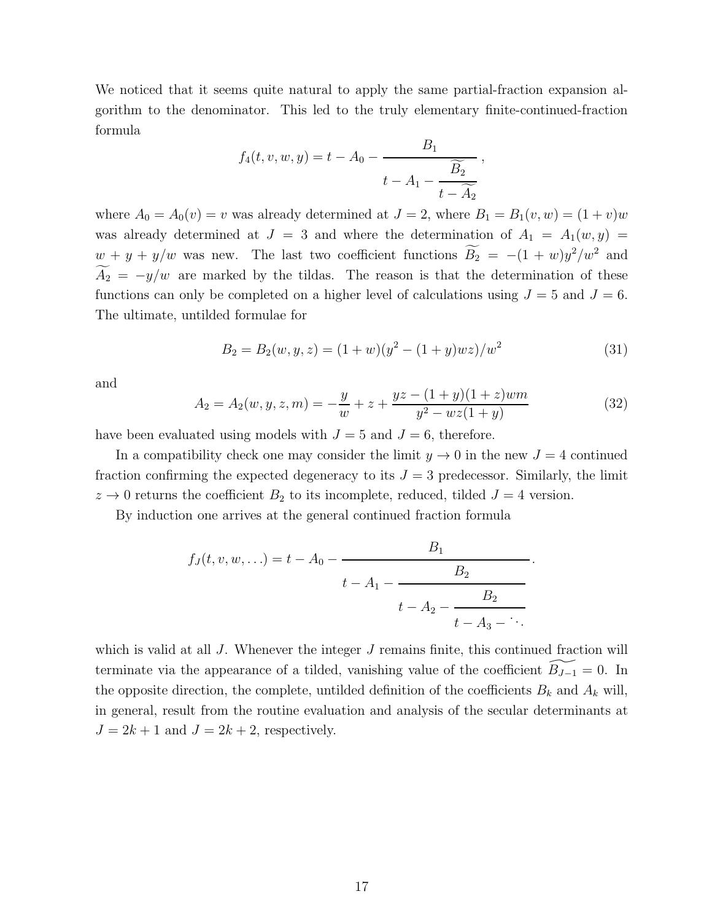We noticed that it seems quite natural to apply the same partial-fraction expansion algorithm to the denominator. This led to the truly elementary finite-continued-fraction formula

$$f_4(t,v,w,y) = t - A_0 - \cfrac{B_1}{t - A_1 - \cfrac{\widetilde{B_2}}{t - \widetilde{A_2}}}\,,$$

where $A_0 = A_0(v) = v$ was already determined at $J = 2$, where $B_1 = B_1(v,w) = (1+v)w$ was already determined at $J = 3$ and where the determination of $A_1 = A_1(w,y) = w + y + y/w$ was new. The last two coefficient functions $\widetilde{B_2} = -(1+w)y^2/w^2$ and $\widetilde{A_2} = -y/w$ are marked by the tildas. The reason is that the determination of these functions can only be completed on a higher level of calculations using $J = 5$ and $J = 6$. The ultimate, untilded formulae for

$$B_2 = B_2(w,y,z) = (1+w)(y^2 - (1+y)wz)/w^2 \tag{31}$$

and

$$A_2 = A_2(w,y,z,m) = -\frac{y}{w} + z + \frac{yz - (1+y)(1+z)wm}{y^2 - wz(1+y)} \tag{32}$$

have been evaluated using models with $J = 5$ and $J = 6$, therefore.

In a compatibility check one may consider the limit $y \to 0$ in the new $J = 4$ continued fraction confirming the expected degeneracy to its $J = 3$ predecessor. Similarly, the limit $z \to 0$ returns the coefficient $B_2$ to its incomplete, reduced, tilded $J = 4$ version.

By induction one arrives at the general continued fraction formula

$$f_J(t,v,w,\ldots) = t - A_0 - \cfrac{B_1}{t - A_1 - \cfrac{B_2}{t - A_2 - \cfrac{B_2}{t - A_3 - \ddots}}}\,.$$

which is valid at all $J$. Whenever the integer $J$ remains finite, this continued fraction will terminate via the appearance of a tilded, vanishing value of the coefficient $\widetilde{B_{J-1}} = 0$. In the opposite direction, the complete, untilded definition of the coefficients $B_k$ and $A_k$ will, in general, result from the routine evaluation and analysis of the secular determinants at $J = 2k+1$ and $J = 2k+2$, respectively.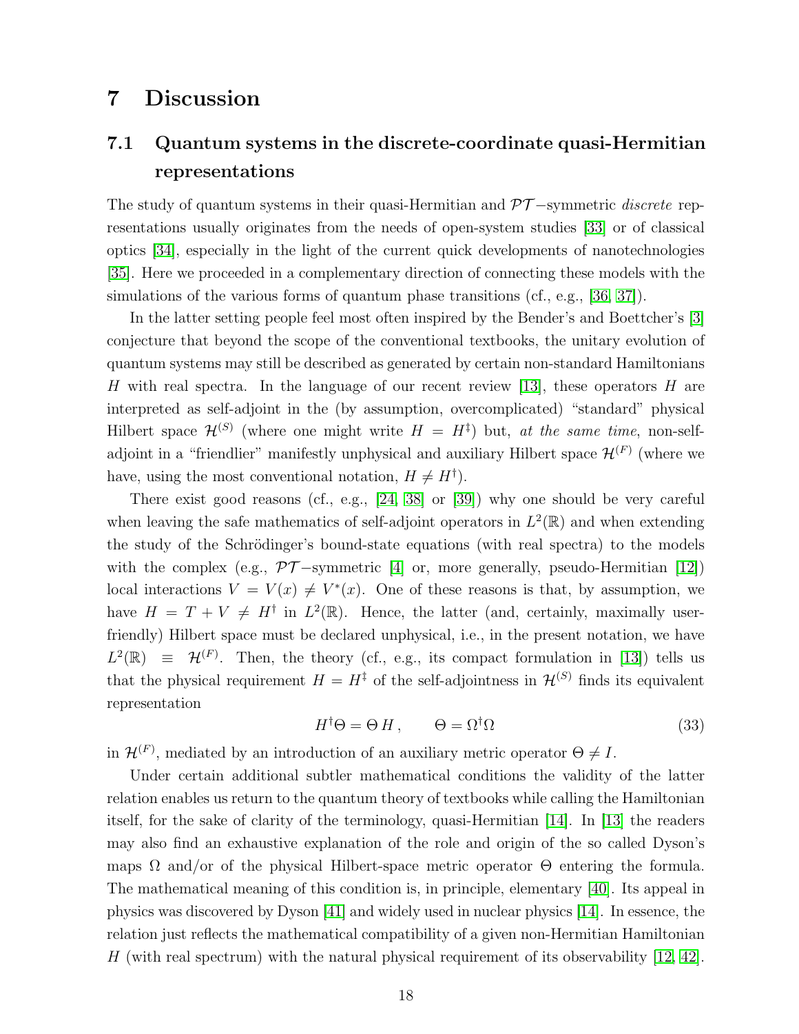# 7 Discussion

## 7.1 Quantum systems in the discrete-coordinate quasi-Hermitian representations

The study of quantum systems in their quasi-Hermitian and $\mathcal{PT}-$symmetric *discrete* representations usually originates from the needs of open-system studies [33] or of classical optics [34], especially in the light of the current quick developments of nanotechnologies [35]. Here we proceeded in a complementary direction of connecting these models with the simulations of the various forms of quantum phase transitions (cf., e.g., [36, 37]).

In the latter setting people feel most often inspired by the Bender's and Boettcher's [3] conjecture that beyond the scope of the conventional textbooks, the unitary evolution of quantum systems may still be described as generated by certain non-standard Hamiltonians $H$ with real spectra. In the language of our recent review [13], these operators $H$ are interpreted as self-adjoint in the (by assumption, overcomplicated) "standard" physical Hilbert space $\mathcal{H}^{(S)}$ (where one might write $H = H^{\ddagger}$) but, *at the same time*, non-self-adjoint in a "friendlier" manifestly unphysical and auxiliary Hilbert space $\mathcal{H}^{(F)}$ (where we have, using the most conventional notation, $H \neq H^{\dagger}$).

There exist good reasons (cf., e.g., [24, 38] or [39]) why one should be very careful when leaving the safe mathematics of self-adjoint operators in $L^2(\mathbb{R})$ and when extending the study of the Schrödinger's bound-state equations (with real spectra) to the models with the complex (e.g., $\mathcal{PT}-$symmetric [4] or, more generally, pseudo-Hermitian [12]) local interactions $V = V(x) \neq V^*(x)$. One of these reasons is that, by assumption, we have $H = T + V \neq H^{\dagger}$ in $L^2(\mathbb{R})$. Hence, the latter (and, certainly, maximally user-friendly) Hilbert space must be declared unphysical, i.e., in the present notation, we have $L^2(\mathbb{R}) \equiv \mathcal{H}^{(F)}$. Then, the theory (cf., e.g., its compact formulation in [13]) tells us that the physical requirement $H = H^{\ddagger}$ of the self-adjointness in $\mathcal{H}^{(S)}$ finds its equivalent representation

$$H^{\dagger}\Theta = \Theta\, H\,, \qquad \Theta = \Omega^{\dagger}\Omega \tag{33}$$

in $\mathcal{H}^{(F)}$, mediated by an introduction of an auxiliary metric operator $\Theta \neq I$.

Under certain additional subtler mathematical conditions the validity of the latter relation enables us return to the quantum theory of textbooks while calling the Hamiltonian itself, for the sake of clarity of the terminology, quasi-Hermitian [14]. In [13] the readers may also find an exhaustive explanation of the role and origin of the so called Dyson's maps $\Omega$ and/or of the physical Hilbert-space metric operator $\Theta$ entering the formula. The mathematical meaning of this condition is, in principle, elementary [40]. Its appeal in physics was discovered by Dyson [41] and widely used in nuclear physics [14]. In essence, the relation just reflects the mathematical compatibility of a given non-Hermitian Hamiltonian $H$ (with real spectrum) with the natural physical requirement of its observability [12, 42].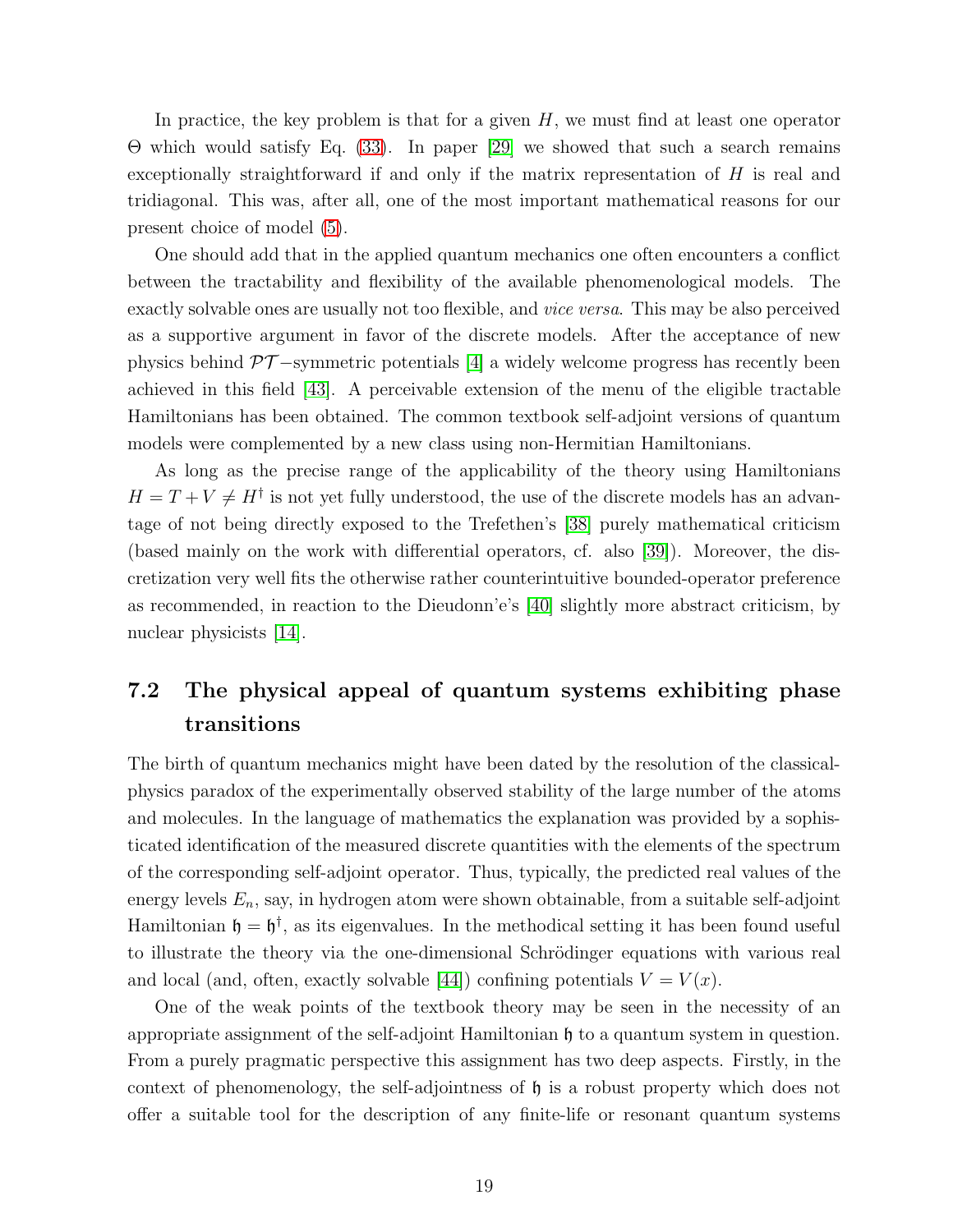In practice, the key problem is that for a given $H$, we must find at least one operator $\Theta$ which would satisfy Eq. (33). In paper [29] we showed that such a search remains exceptionally straightforward if and only if the matrix representation of $H$ is real and tridiagonal. This was, after all, one of the most important mathematical reasons for our present choice of model (5).

One should add that in the applied quantum mechanics one often encounters a conflict between the tractability and flexibility of the available phenomenological models. The exactly solvable ones are usually not too flexible, and *vice versa*. This may be also perceived as a supportive argument in favor of the discrete models. After the acceptance of new physics behind $\mathcal{PT}-$symmetric potentials [4] a widely welcome progress has recently been achieved in this field [43]. A perceivable extension of the menu of the eligible tractable Hamiltonians has been obtained. The common textbook self-adjoint versions of quantum models were complemented by a new class using non-Hermitian Hamiltonians.

As long as the precise range of the applicability of the theory using Hamiltonians $H = T + V \neq H^\dagger$ is not yet fully understood, the use of the discrete models has an advantage of not being directly exposed to the Trefethen's [38] purely mathematical criticism (based mainly on the work with differential operators, cf. also [39]). Moreover, the discretization very well fits the otherwise rather counterintuitive bounded-operator preference as recommended, in reaction to the Dieudonn'e's [40] slightly more abstract criticism, by nuclear physicists [14].

## 7.2 The physical appeal of quantum systems exhibiting phase transitions

The birth of quantum mechanics might have been dated by the resolution of the classical-physics paradox of the experimentally observed stability of the large number of the atoms and molecules. In the language of mathematics the explanation was provided by a sophisticated identification of the measured discrete quantities with the elements of the spectrum of the corresponding self-adjoint operator. Thus, typically, the predicted real values of the energy levels $E_n$, say, in hydrogen atom were shown obtainable, from a suitable self-adjoint Hamiltonian $\mathfrak{h} = \mathfrak{h}^\dagger$, as its eigenvalues. In the methodical setting it has been found useful to illustrate the theory via the one-dimensional Schrödinger equations with various real and local (and, often, exactly solvable [44]) confining potentials $V = V(x)$.

One of the weak points of the textbook theory may be seen in the necessity of an appropriate assignment of the self-adjoint Hamiltonian $\mathfrak{h}$ to a quantum system in question. From a purely pragmatic perspective this assignment has two deep aspects. Firstly, in the context of phenomenology, the self-adjointness of $\mathfrak{h}$ is a robust property which does not offer a suitable tool for the description of any finite-life or resonant quantum systems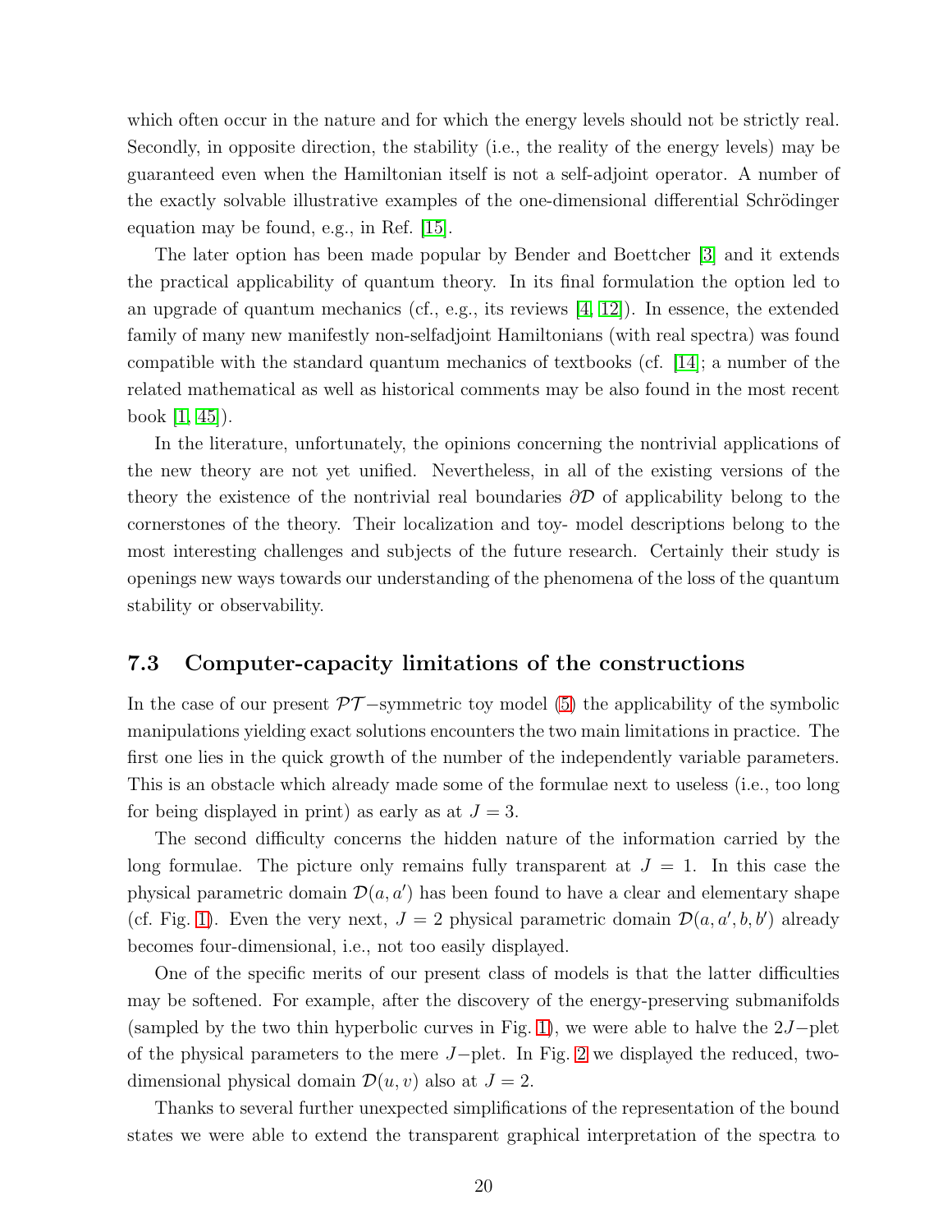which often occur in the nature and for which the energy levels should not be strictly real. Secondly, in opposite direction, the stability (i.e., the reality of the energy levels) may be guaranteed even when the Hamiltonian itself is not a self-adjoint operator. A number of the exactly solvable illustrative examples of the one-dimensional differential Schrödinger equation may be found, e.g., in Ref. [15].

The later option has been made popular by Bender and Boettcher [3] and it extends the practical applicability of quantum theory. In its final formulation the option led to an upgrade of quantum mechanics (cf., e.g., its reviews [4, 12]). In essence, the extended family of many new manifestly non-selfadjoint Hamiltonians (with real spectra) was found compatible with the standard quantum mechanics of textbooks (cf. [14]; a number of the related mathematical as well as historical comments may be also found in the most recent book [1, 45]).

In the literature, unfortunately, the opinions concerning the nontrivial applications of the new theory are not yet unified. Nevertheless, in all of the existing versions of the theory the existence of the nontrivial real boundaries $\partial\mathcal{D}$ of applicability belong to the cornerstones of the theory. Their localization and toy- model descriptions belong to the most interesting challenges and subjects of the future research. Certainly their study is openings new ways towards our understanding of the phenomena of the loss of the quantum stability or observability.

### 7.3 Computer-capacity limitations of the constructions

In the case of our present $\mathcal{PT}-$symmetric toy model (5) the applicability of the symbolic manipulations yielding exact solutions encounters the two main limitations in practice. The first one lies in the quick growth of the number of the independently variable parameters. This is an obstacle which already made some of the formulae next to useless (i.e., too long for being displayed in print) as early as at $J = 3$.

The second difficulty concerns the hidden nature of the information carried by the long formulae. The picture only remains fully transparent at $J = 1$. In this case the physical parametric domain $\mathcal{D}(a, a')$ has been found to have a clear and elementary shape (cf. Fig. 1). Even the very next, $J = 2$ physical parametric domain $\mathcal{D}(a, a', b, b')$ already becomes four-dimensional, i.e., not too easily displayed.

One of the specific merits of our present class of models is that the latter difficulties may be softened. For example, after the discovery of the energy-preserving submanifolds (sampled by the two thin hyperbolic curves in Fig. 1), we were able to halve the $2J-$plet of the physical parameters to the mere $J-$plet. In Fig. 2 we displayed the reduced, two-dimensional physical domain $\mathcal{D}(u, v)$ also at $J = 2$.

Thanks to several further unexpected simplifications of the representation of the bound states we were able to extend the transparent graphical interpretation of the spectra to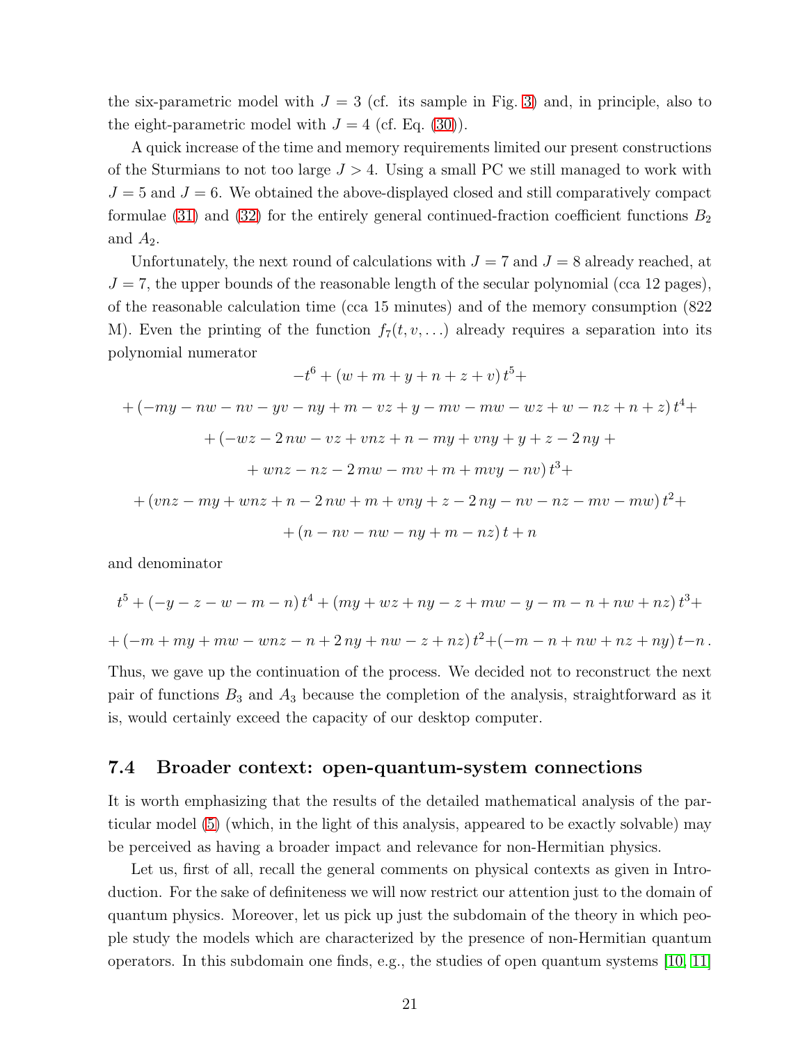the six-parametric model with $J = 3$ (cf. its sample in Fig. 3) and, in principle, also to the eight-parametric model with $J = 4$ (cf. Eq. (30)).

A quick increase of the time and memory requirements limited our present constructions of the Sturmians to not too large $J > 4$. Using a small PC we still managed to work with $J = 5$ and $J = 6$. We obtained the above-displayed closed and still comparatively compact formulae (31) and (32) for the entirely general continued-fraction coefficient functions $B_2$ and $A_2$.

Unfortunately, the next round of calculations with $J = 7$ and $J = 8$ already reached, at $J = 7$, the upper bounds of the reasonable length of the secular polynomial (cca 12 pages), of the reasonable calculation time (cca 15 minutes) and of the memory consumption (822 M). Even the printing of the function $f_7(t, v, \ldots)$ already requires a separation into its polynomial numerator

$$-t^6 + (w + m + y + n + z + v)\, t^5 +$$

$$+ (-my - nw - nv - yv - ny + m - vz + y - mv - mw - wz + w - nz + n + z)\, t^4 +$$

$$+ (-wz - 2\,nw - vz + vnz + n - my + vny + y + z - 2\,ny +$$

$$+ wnz - nz - 2\,mw - mv + m + mvy - nv)\, t^3 +$$

$$+ (vnz - my + wnz + n - 2\,nw + m + vny + z - 2\,ny - nv - nz - mv - mw)\, t^2 +$$

$$+ (n - nv - nw - ny + m - nz)\, t + n$$

and denominator

$$t^5 + (-y - z - w - m - n)\, t^4 + (my + wz + ny - z + mw - y - m - n + nw + nz)\, t^3 +$$

$$+ (-m + my + mw - wnz - n + 2\,ny + nw - z + nz)\, t^2 + (-m - n + nw + nz + ny)\, t - n\,.$$

Thus, we gave up the continuation of the process. We decided not to reconstruct the next pair of functions $B_3$ and $A_3$ because the completion of the analysis, straightforward as it is, would certainly exceed the capacity of our desktop computer.

### 7.4 Broader context: open-quantum-system connections

It is worth emphasizing that the results of the detailed mathematical analysis of the particular model (5) (which, in the light of this analysis, appeared to be exactly solvable) may be perceived as having a broader impact and relevance for non-Hermitian physics.

Let us, first of all, recall the general comments on physical contexts as given in Introduction. For the sake of definiteness we will now restrict our attention just to the domain of quantum physics. Moreover, let us pick up just the subdomain of the theory in which people study the models which are characterized by the presence of non-Hermitian quantum operators. In this subdomain one finds, e.g., the studies of open quantum systems [10, 11]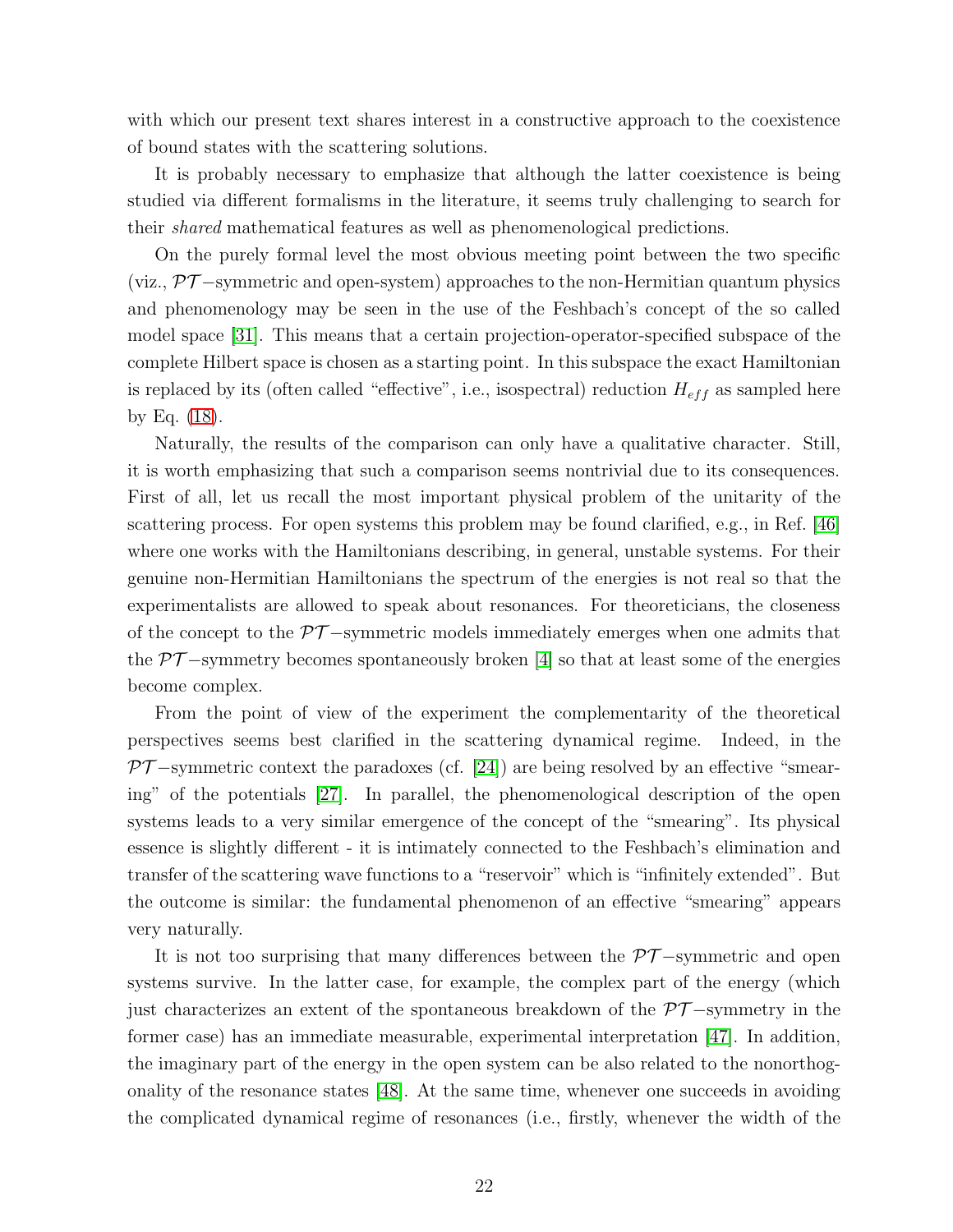with which our present text shares interest in a constructive approach to the coexistence of bound states with the scattering solutions.

It is probably necessary to emphasize that although the latter coexistence is being studied via different formalisms in the literature, it seems truly challenging to search for their *shared* mathematical features as well as phenomenological predictions.

On the purely formal level the most obvious meeting point between the two specific (viz., $\mathcal{PT}-$symmetric and open-system) approaches to the non-Hermitian quantum physics and phenomenology may be seen in the use of the Feshbach's concept of the so called model space [31]. This means that a certain projection-operator-specified subspace of the complete Hilbert space is chosen as a starting point. In this subspace the exact Hamiltonian is replaced by its (often called "effective", i.e., isospectral) reduction $H_{eff}$ as sampled here by Eq. (18).

Naturally, the results of the comparison can only have a qualitative character. Still, it is worth emphasizing that such a comparison seems nontrivial due to its consequences. First of all, let us recall the most important physical problem of the unitarity of the scattering process. For open systems this problem may be found clarified, e.g., in Ref. [46] where one works with the Hamiltonians describing, in general, unstable systems. For their genuine non-Hermitian Hamiltonians the spectrum of the energies is not real so that the experimentalists are allowed to speak about resonances. For theoreticians, the closeness of the concept to the $\mathcal{PT}-$symmetric models immediately emerges when one admits that the $\mathcal{PT}-$symmetry becomes spontaneously broken [4] so that at least some of the energies become complex.

From the point of view of the experiment the complementarity of the theoretical perspectives seems best clarified in the scattering dynamical regime. Indeed, in the $\mathcal{PT}-$symmetric context the paradoxes (cf. [24]) are being resolved by an effective "smearing" of the potentials [27]. In parallel, the phenomenological description of the open systems leads to a very similar emergence of the concept of the "smearing". Its physical essence is slightly different - it is intimately connected to the Feshbach's elimination and transfer of the scattering wave functions to a "reservoir" which is "infinitely extended". But the outcome is similar: the fundamental phenomenon of an effective "smearing" appears very naturally.

It is not too surprising that many differences between the $\mathcal{PT}-$symmetric and open systems survive. In the latter case, for example, the complex part of the energy (which just characterizes an extent of the spontaneous breakdown of the $\mathcal{PT}-$symmetry in the former case) has an immediate measurable, experimental interpretation [47]. In addition, the imaginary part of the energy in the open system can be also related to the nonorthogonality of the resonance states [48]. At the same time, whenever one succeeds in avoiding the complicated dynamical regime of resonances (i.e., firstly, whenever the width of the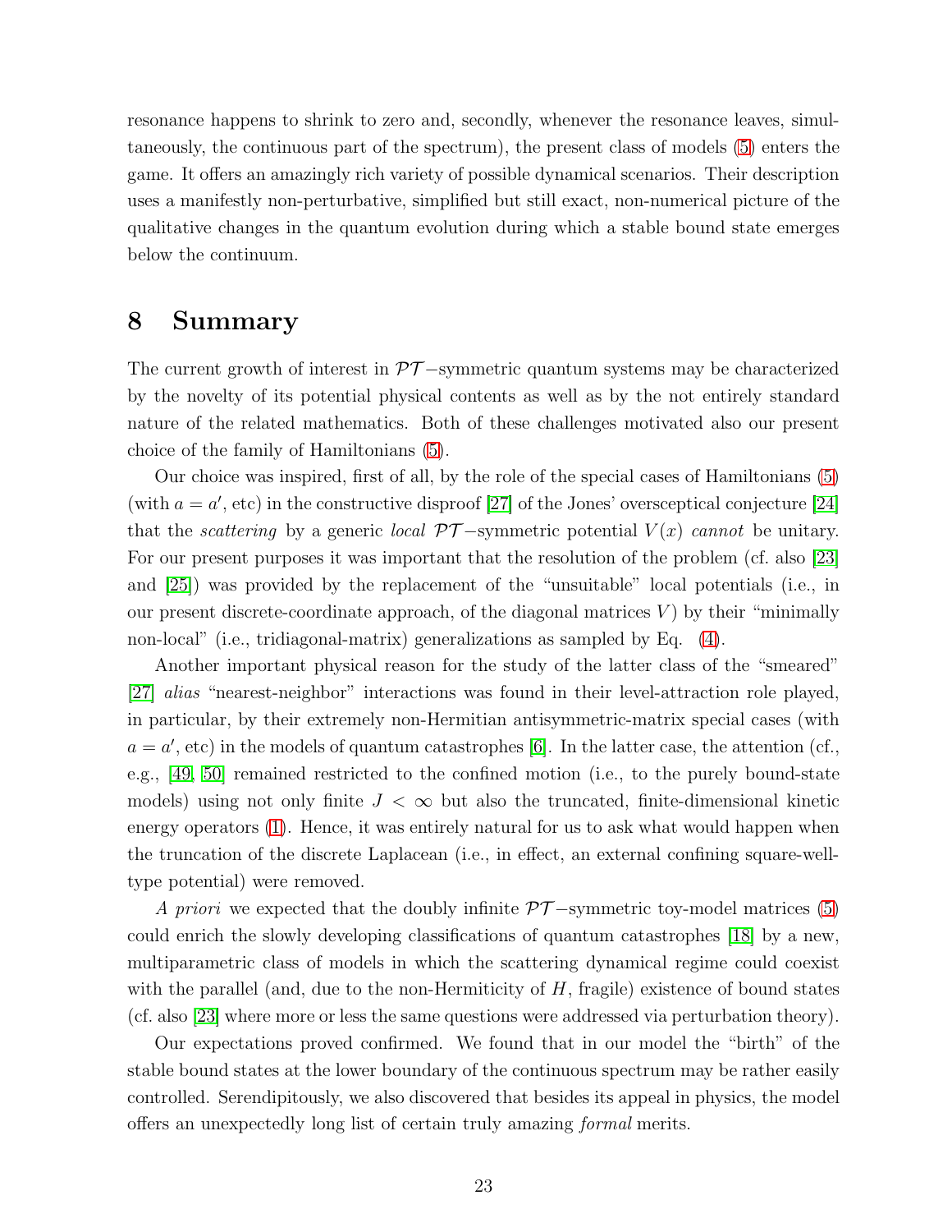resonance happens to shrink to zero and, secondly, whenever the resonance leaves, simultaneously, the continuous part of the spectrum), the present class of models (5) enters the game. It offers an amazingly rich variety of possible dynamical scenarios. Their description uses a manifestly non-perturbative, simplified but still exact, non-numerical picture of the qualitative changes in the quantum evolution during which a stable bound state emerges below the continuum.

# 8 Summary

The current growth of interest in $\mathcal{PT}-$symmetric quantum systems may be characterized by the novelty of its potential physical contents as well as by the not entirely standard nature of the related mathematics. Both of these challenges motivated also our present choice of the family of Hamiltonians (5).

Our choice was inspired, first of all, by the role of the special cases of Hamiltonians (5) (with $a = a'$, etc) in the constructive disproof [27] of the Jones' oversceptical conjecture [24] that the *scattering* by a generic *local* $\mathcal{PT}-$symmetric potential $V(x)$ *cannot* be unitary. For our present purposes it was important that the resolution of the problem (cf. also [23] and [25]) was provided by the replacement of the "unsuitable" local potentials (i.e., in our present discrete-coordinate approach, of the diagonal matrices $V$) by their "minimally non-local" (i.e., tridiagonal-matrix) generalizations as sampled by Eq. (4).

Another important physical reason for the study of the latter class of the "smeared" [27] *alias* "nearest-neighbor" interactions was found in their level-attraction role played, in particular, by their extremely non-Hermitian antisymmetric-matrix special cases (with $a = a'$, etc) in the models of quantum catastrophes [6]. In the latter case, the attention (cf., e.g., [49, 50] remained restricted to the confined motion (i.e., to the purely bound-state models) using not only finite $J < \infty$ but also the truncated, finite-dimensional kinetic energy operators (1). Hence, it was entirely natural for us to ask what would happen when the truncation of the discrete Laplacean (i.e., in effect, an external confining square-well-type potential) were removed.

*A priori* we expected that the doubly infinite $\mathcal{PT}-$symmetric toy-model matrices (5) could enrich the slowly developing classifications of quantum catastrophes [18] by a new, multiparametric class of models in which the scattering dynamical regime could coexist with the parallel (and, due to the non-Hermiticity of $H$, fragile) existence of bound states (cf. also [23] where more or less the same questions were addressed via perturbation theory).

Our expectations proved confirmed. We found that in our model the "birth" of the stable bound states at the lower boundary of the continuous spectrum may be rather easily controlled. Serendipitously, we also discovered that besides its appeal in physics, the model offers an unexpectedly long list of certain truly amazing *formal* merits.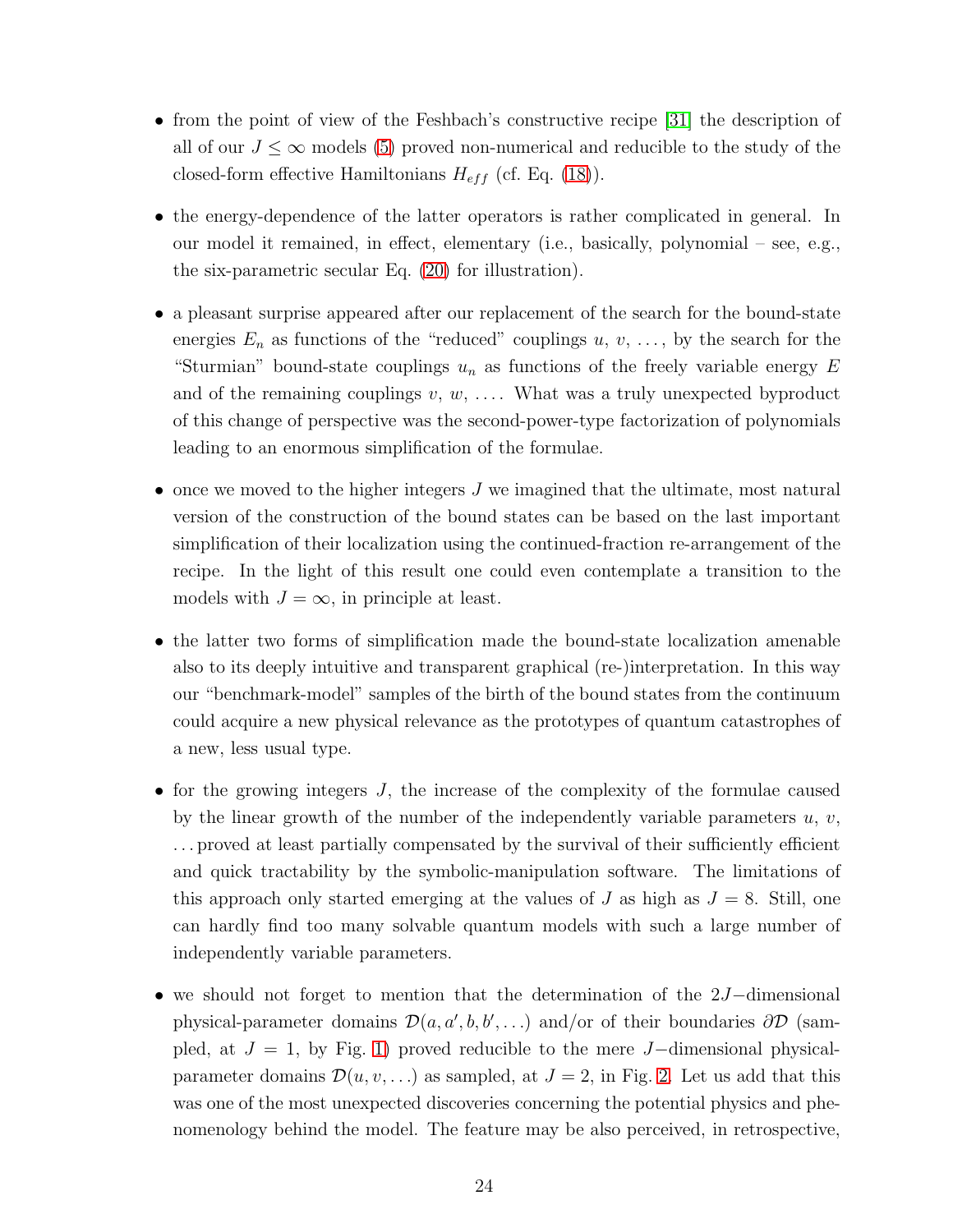- from the point of view of the Feshbach's constructive recipe [31] the description of all of our $J \leq \infty$ models (5) proved non-numerical and reducible to the study of the closed-form effective Hamiltonians $H_{eff}$ (cf. Eq. (18)).

- the energy-dependence of the latter operators is rather complicated in general. In our model it remained, in effect, elementary (i.e., basically, polynomial – see, e.g., the six-parametric secular Eq. (20) for illustration).

- a pleasant surprise appeared after our replacement of the search for the bound-state energies $E_n$ as functions of the "reduced" couplings $u$, $v$, $\ldots$, by the search for the "Sturmian" bound-state couplings $u_n$ as functions of the freely variable energy $E$ and of the remaining couplings $v$, $w$, $\ldots$. What was a truly unexpected byproduct of this change of perspective was the second-power-type factorization of polynomials leading to an enormous simplification of the formulae.

- once we moved to the higher integers $J$ we imagined that the ultimate, most natural version of the construction of the bound states can be based on the last important simplification of their localization using the continued-fraction re-arrangement of the recipe. In the light of this result one could even contemplate a transition to the models with $J = \infty$, in principle at least.

- the latter two forms of simplification made the bound-state localization amenable also to its deeply intuitive and transparent graphical (re-)interpretation. In this way our "benchmark-model" samples of the birth of the bound states from the continuum could acquire a new physical relevance as the prototypes of quantum catastrophes of a new, less usual type.

- for the growing integers $J$, the increase of the complexity of the formulae caused by the linear growth of the number of the independently variable parameters $u$, $v$, $\ldots$ proved at least partially compensated by the survival of their sufficiently efficient and quick tractability by the symbolic-manipulation software. The limitations of this approach only started emerging at the values of $J$ as high as $J = 8$. Still, one can hardly find too many solvable quantum models with such a large number of independently variable parameters.

- we should not forget to mention that the determination of the $2J-$dimensional physical-parameter domains $\mathcal{D}(a, a', b, b', \ldots)$ and/or of their boundaries $\partial\mathcal{D}$ (sampled, at $J = 1$, by Fig. 1) proved reducible to the mere $J-$dimensional physical-parameter domains $\mathcal{D}(u, v, \ldots)$ as sampled, at $J = 2$, in Fig. 2. Let us add that this was one of the most unexpected discoveries concerning the potential physics and phenomenology behind the model. The feature may be also perceived, in retrospective,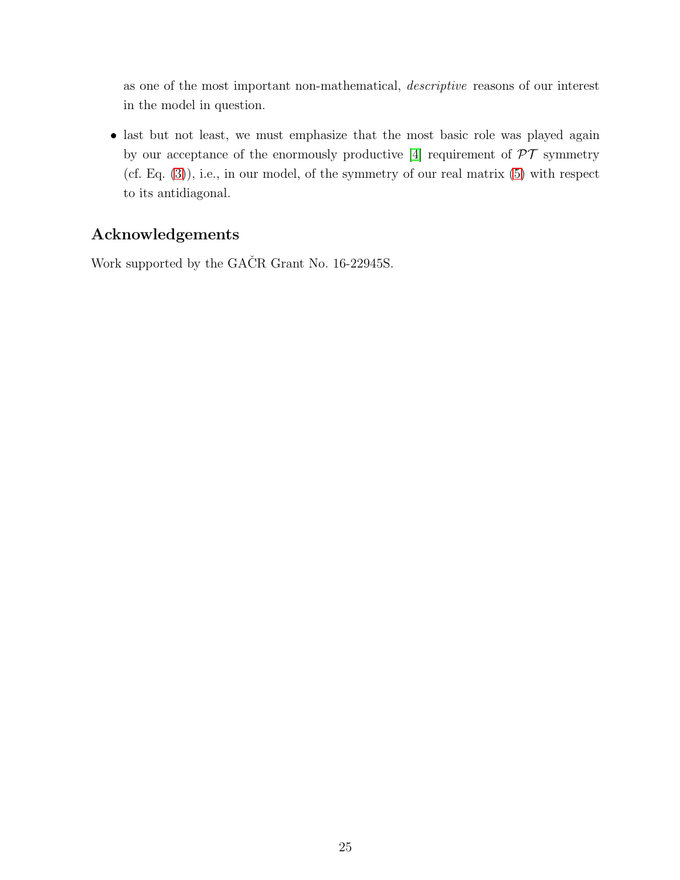as one of the most important non-mathematical, *descriptive* reasons of our interest in the model in question.

- last but not least, we must emphasize that the most basic role was played again by our acceptance of the enormously productive [4] requirement of $\mathcal{PT}$ symmetry (cf. Eq. (3)), i.e., in our model, of the symmetry of our real matrix (5) with respect to its antidiagonal.

## Acknowledgements

Work supported by the GAČR Grant No. 16-22945S.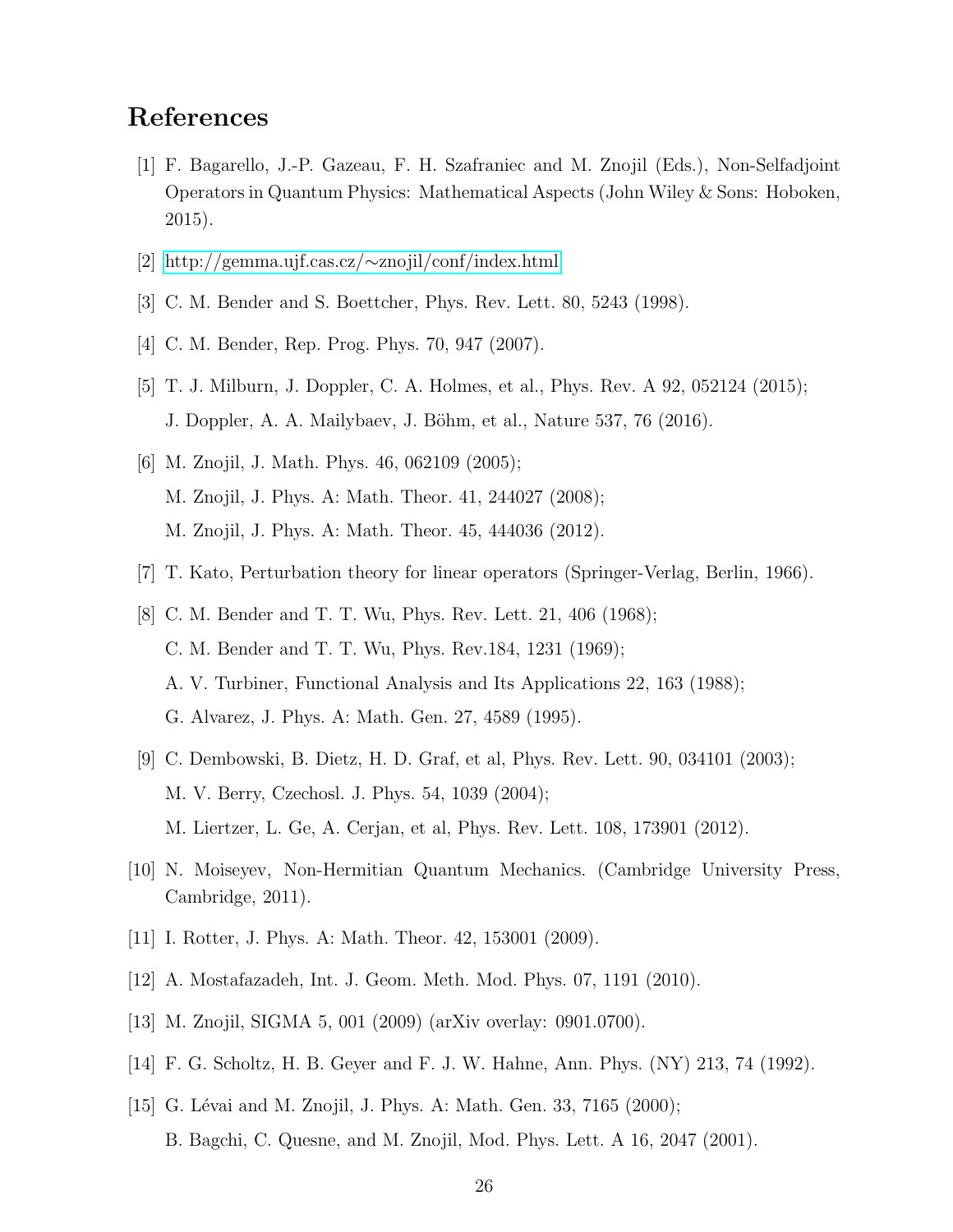# References

[1] F. Bagarello, J.-P. Gazeau, F. H. Szafraniec and M. Znojil (Eds.), Non-Selfadjoint Operators in Quantum Physics: Mathematical Aspects (John Wiley & Sons: Hoboken, 2015).

[2] http://gemma.ujf.cas.cz/∼znojil/conf/index.html

[3] C. M. Bender and S. Boettcher, Phys. Rev. Lett. 80, 5243 (1998).

[4] C. M. Bender, Rep. Prog. Phys. 70, 947 (2007).

[5] T. J. Milburn, J. Doppler, C. A. Holmes, et al., Phys. Rev. A 92, 052124 (2015); J. Doppler, A. A. Mailybaev, J. Böhm, et al., Nature 537, 76 (2016).

[6] M. Znojil, J. Math. Phys. 46, 062109 (2005);
M. Znojil, J. Phys. A: Math. Theor. 41, 244027 (2008);
M. Znojil, J. Phys. A: Math. Theor. 45, 444036 (2012).

[7] T. Kato, Perturbation theory for linear operators (Springer-Verlag, Berlin, 1966).

[8] C. M. Bender and T. T. Wu, Phys. Rev. Lett. 21, 406 (1968);
C. M. Bender and T. T. Wu, Phys. Rev.184, 1231 (1969);
A. V. Turbiner, Functional Analysis and Its Applications 22, 163 (1988);
G. Alvarez, J. Phys. A: Math. Gen. 27, 4589 (1995).

[9] C. Dembowski, B. Dietz, H. D. Graf, et al, Phys. Rev. Lett. 90, 034101 (2003);
M. V. Berry, Czechosl. J. Phys. 54, 1039 (2004);
M. Liertzer, L. Ge, A. Cerjan, et al, Phys. Rev. Lett. 108, 173901 (2012).

[10] N. Moiseyev, Non-Hermitian Quantum Mechanics. (Cambridge University Press, Cambridge, 2011).

[11] I. Rotter, J. Phys. A: Math. Theor. 42, 153001 (2009).

[12] A. Mostafazadeh, Int. J. Geom. Meth. Mod. Phys. 07, 1191 (2010).

[13] M. Znojil, SIGMA 5, 001 (2009) (arXiv overlay: 0901.0700).

[14] F. G. Scholtz, H. B. Geyer and F. J. W. Hahne, Ann. Phys. (NY) 213, 74 (1992).

[15] G. Lévai and M. Znojil, J. Phys. A: Math. Gen. 33, 7165 (2000);
B. Bagchi, C. Quesne, and M. Znojil, Mod. Phys. Lett. A 16, 2047 (2001).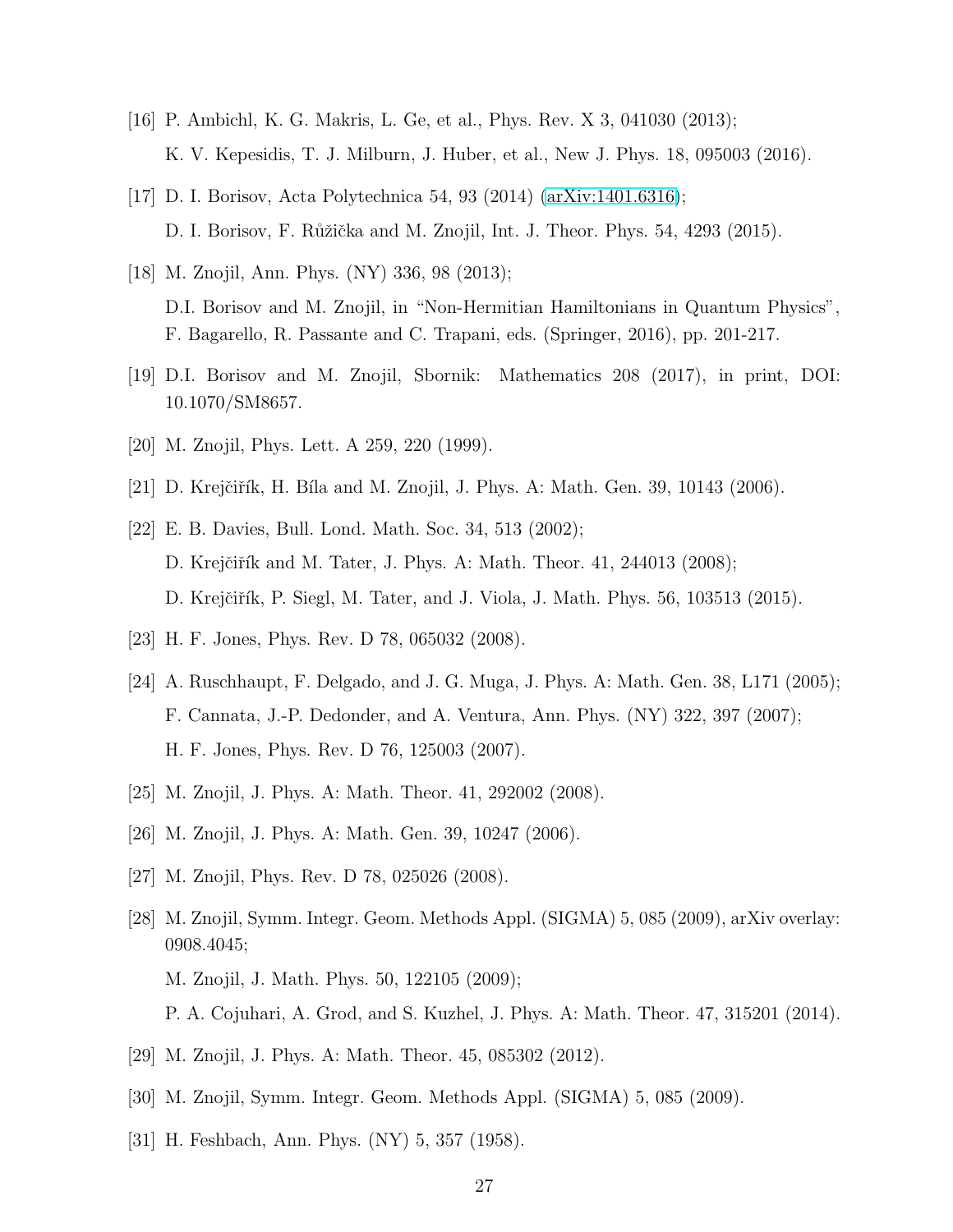[16] P. Ambichl, K. G. Makris, L. Ge, et al., Phys. Rev. X 3, 041030 (2013);
K. V. Kepesidis, T. J. Milburn, J. Huber, et al., New J. Phys. 18, 095003 (2016).

[17] D. I. Borisov, Acta Polytechnica 54, 93 (2014) (arXiv:1401.6316);
D. I. Borisov, F. Růžička and M. Znojil, Int. J. Theor. Phys. 54, 4293 (2015).

[18] M. Znojil, Ann. Phys. (NY) 336, 98 (2013);
D.I. Borisov and M. Znojil, in "Non-Hermitian Hamiltonians in Quantum Physics", F. Bagarello, R. Passante and C. Trapani, eds. (Springer, 2016), pp. 201-217.

[19] D.I. Borisov and M. Znojil, Sbornik: Mathematics 208 (2017), in print, DOI: 10.1070/SM8657.

[20] M. Znojil, Phys. Lett. A 259, 220 (1999).

[21] D. Krejčiřík, H. Bíla and M. Znojil, J. Phys. A: Math. Gen. 39, 10143 (2006).

[22] E. B. Davies, Bull. Lond. Math. Soc. 34, 513 (2002);
D. Krejčiřík and M. Tater, J. Phys. A: Math. Theor. 41, 244013 (2008);
D. Krejčiřík, P. Siegl, M. Tater, and J. Viola, J. Math. Phys. 56, 103513 (2015).

[23] H. F. Jones, Phys. Rev. D 78, 065032 (2008).

[24] A. Ruschhaupt, F. Delgado, and J. G. Muga, J. Phys. A: Math. Gen. 38, L171 (2005);
F. Cannata, J.-P. Dedonder, and A. Ventura, Ann. Phys. (NY) 322, 397 (2007);
H. F. Jones, Phys. Rev. D 76, 125003 (2007).

[25] M. Znojil, J. Phys. A: Math. Theor. 41, 292002 (2008).

[26] M. Znojil, J. Phys. A: Math. Gen. 39, 10247 (2006).

[27] M. Znojil, Phys. Rev. D 78, 025026 (2008).

[28] M. Znojil, Symm. Integr. Geom. Methods Appl. (SIGMA) 5, 085 (2009), arXiv overlay: 0908.4045;
M. Znojil, J. Math. Phys. 50, 122105 (2009);
P. A. Cojuhari, A. Grod, and S. Kuzhel, J. Phys. A: Math. Theor. 47, 315201 (2014).

[29] M. Znojil, J. Phys. A: Math. Theor. 45, 085302 (2012).

[30] M. Znojil, Symm. Integr. Geom. Methods Appl. (SIGMA) 5, 085 (2009).

[31] H. Feshbach, Ann. Phys. (NY) 5, 357 (1958).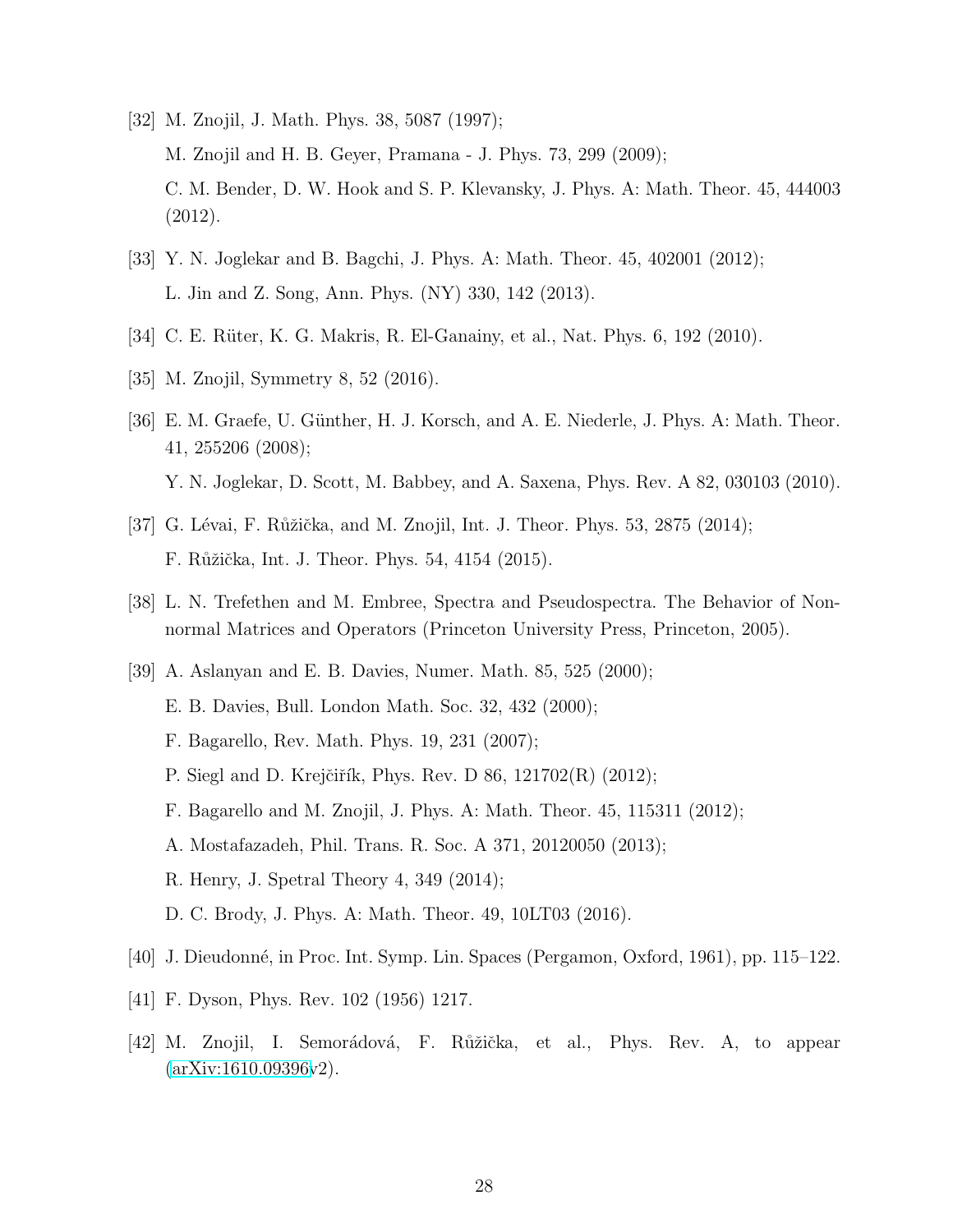[32] M. Znojil, J. Math. Phys. 38, 5087 (1997);

M. Znojil and H. B. Geyer, Pramana - J. Phys. 73, 299 (2009);

C. M. Bender, D. W. Hook and S. P. Klevansky, J. Phys. A: Math. Theor. 45, 444003 (2012).

[33] Y. N. Joglekar and B. Bagchi, J. Phys. A: Math. Theor. 45, 402001 (2012);

L. Jin and Z. Song, Ann. Phys. (NY) 330, 142 (2013).

[34] C. E. Rüter, K. G. Makris, R. El-Ganainy, et al., Nat. Phys. 6, 192 (2010).

[35] M. Znojil, Symmetry 8, 52 (2016).

[36] E. M. Graefe, U. Günther, H. J. Korsch, and A. E. Niederle, J. Phys. A: Math. Theor. 41, 255206 (2008);

Y. N. Joglekar, D. Scott, M. Babbey, and A. Saxena, Phys. Rev. A 82, 030103 (2010).

[37] G. Lévai, F. Růžička, and M. Znojil, Int. J. Theor. Phys. 53, 2875 (2014);

F. Růžička, Int. J. Theor. Phys. 54, 4154 (2015).

[38] L. N. Trefethen and M. Embree, Spectra and Pseudospectra. The Behavior of Nonnormal Matrices and Operators (Princeton University Press, Princeton, 2005).

[39] A. Aslanyan and E. B. Davies, Numer. Math. 85, 525 (2000);

E. B. Davies, Bull. London Math. Soc. 32, 432 (2000);

F. Bagarello, Rev. Math. Phys. 19, 231 (2007);

P. Siegl and D. Krejčiřík, Phys. Rev. D 86, 121702(R) (2012);

F. Bagarello and M. Znojil, J. Phys. A: Math. Theor. 45, 115311 (2012);

A. Mostafazadeh, Phil. Trans. R. Soc. A 371, 20120050 (2013);

R. Henry, J. Spetral Theory 4, 349 (2014);

D. C. Brody, J. Phys. A: Math. Theor. 49, 10LT03 (2016).

[40] J. Dieudonné, in Proc. Int. Symp. Lin. Spaces (Pergamon, Oxford, 1961), pp. 115–122.

[41] F. Dyson, Phys. Rev. 102 (1956) 1217.

[42] M. Znojil, I. Semorádová, F. Růžička, et al., Phys. Rev. A, to appear (arXiv:1610.09396v2).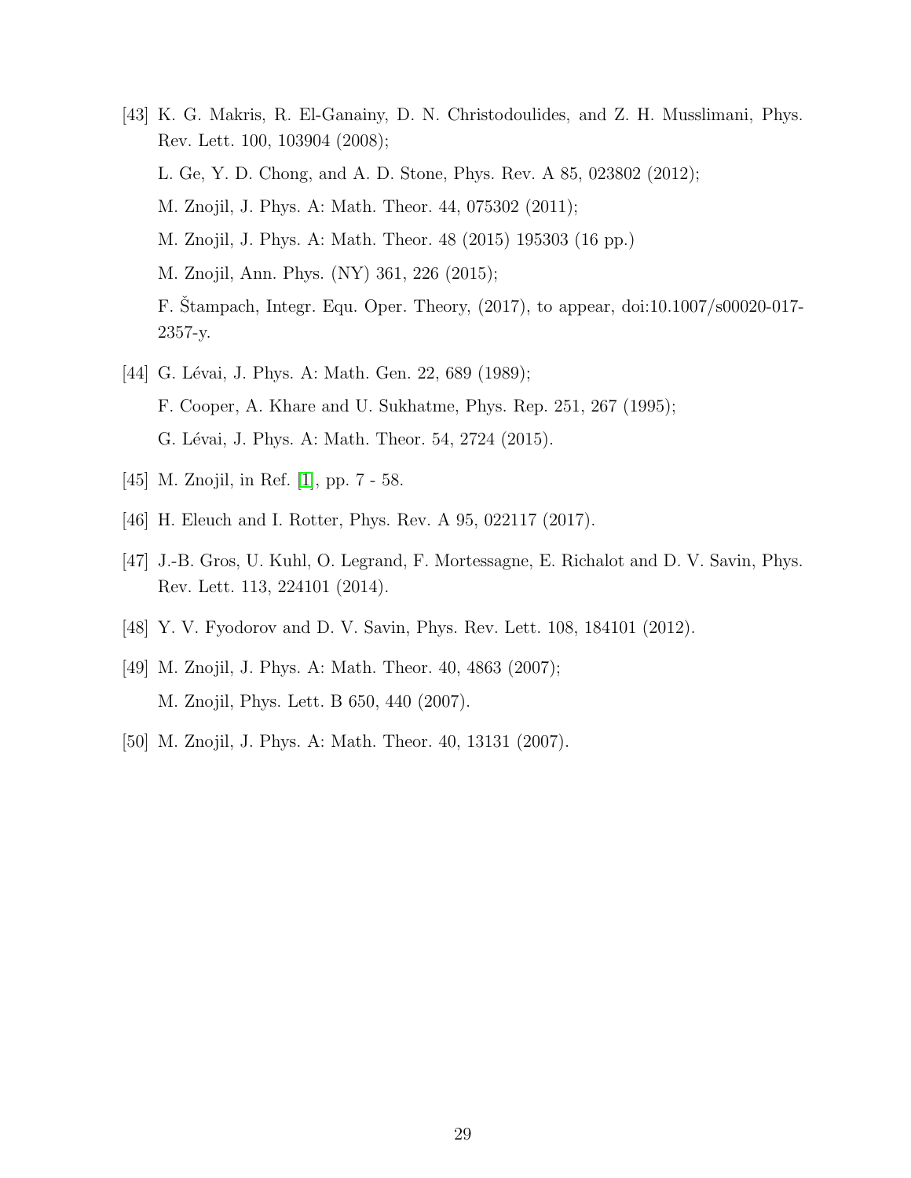[43] K. G. Makris, R. El-Ganainy, D. N. Christodoulides, and Z. H. Musslimani, Phys. Rev. Lett. 100, 103904 (2008);

L. Ge, Y. D. Chong, and A. D. Stone, Phys. Rev. A 85, 023802 (2012);

M. Znojil, J. Phys. A: Math. Theor. 44, 075302 (2011);

M. Znojil, J. Phys. A: Math. Theor. 48 (2015) 195303 (16 pp.)

M. Znojil, Ann. Phys. (NY) 361, 226 (2015);

F. Štampach, Integr. Equ. Oper. Theory, (2017), to appear, doi:10.1007/s00020-017-2357-y.

[44] G. Lévai, J. Phys. A: Math. Gen. 22, 689 (1989);

F. Cooper, A. Khare and U. Sukhatme, Phys. Rep. 251, 267 (1995);

G. Lévai, J. Phys. A: Math. Theor. 54, 2724 (2015).

[45] M. Znojil, in Ref. [1], pp. 7 - 58.

[46] H. Eleuch and I. Rotter, Phys. Rev. A 95, 022117 (2017).

[47] J.-B. Gros, U. Kuhl, O. Legrand, F. Mortessagne, E. Richalot and D. V. Savin, Phys. Rev. Lett. 113, 224101 (2014).

[48] Y. V. Fyodorov and D. V. Savin, Phys. Rev. Lett. 108, 184101 (2012).

[49] M. Znojil, J. Phys. A: Math. Theor. 40, 4863 (2007);

M. Znojil, Phys. Lett. B 650, 440 (2007).

[50] M. Znojil, J. Phys. A: Math. Theor. 40, 13131 (2007).